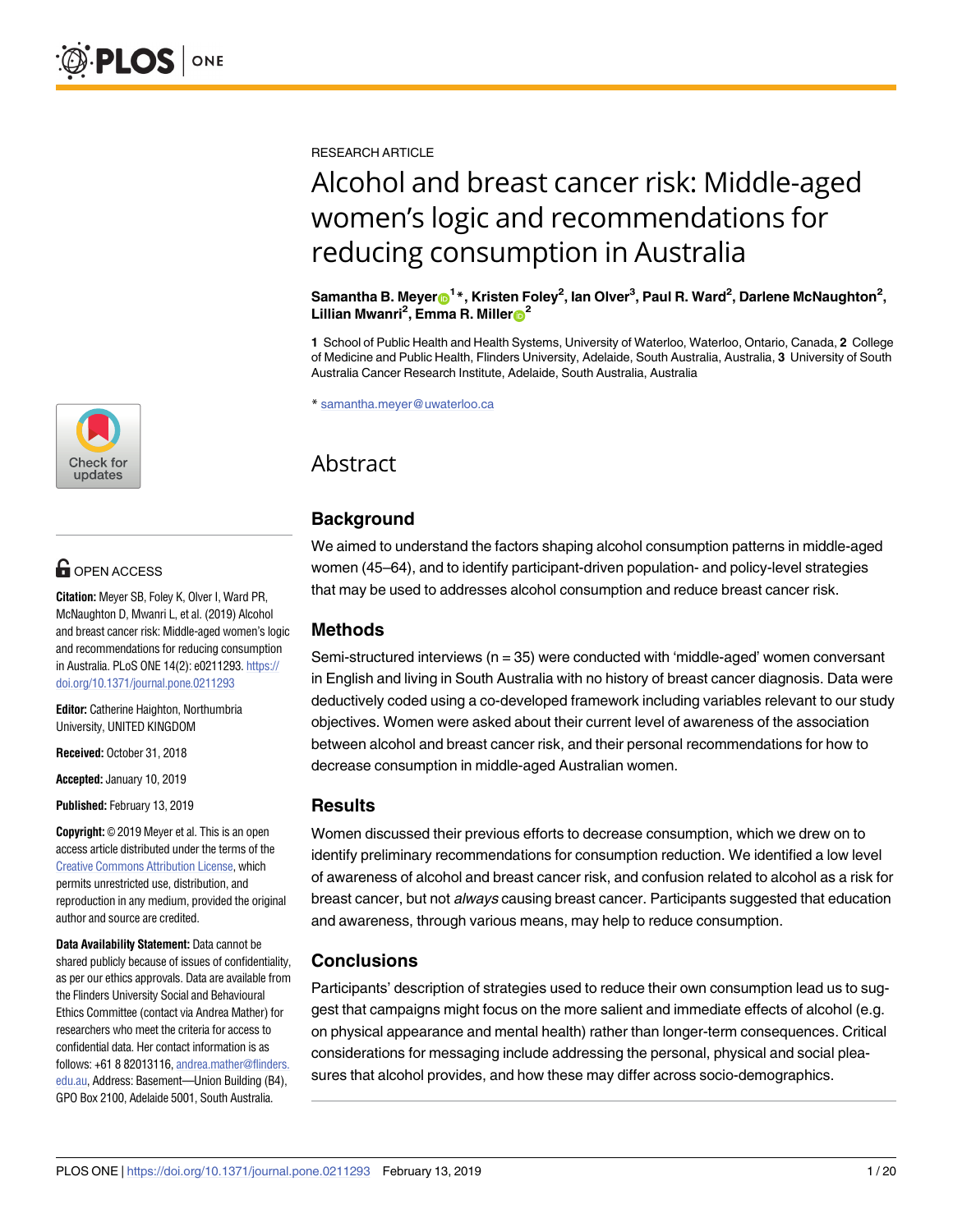RESEARCH ARTICLE

# Alcohol and breast cancer risk: Middle-aged women's logic and recommendations for reducing consumption in Australia

**Samantha B. Meyer[1]*, Kristen Foley[2], Ian Olver[3], Paul R. Ward[2], Darlene McNaughton[2], Lillian Mwanri[2], Emma R. Miller[2]**

**1** School of Public Health and Health Systems, University of Waterloo, Waterloo, Ontario, Canada, **2** College of Medicine and Public Health, Flinders University, Adelaide, South Australia, Australia, **3** University of South Australia Cancer Research Institute, Adelaide, South Australia, Australia

* samantha.meyer@uwaterloo.ca

OPEN ACCESS

**Citation:** Meyer SB, Foley K, Olver I, Ward PR, McNaughton D, Mwanri L, et al. (2019) Alcohol and breast cancer risk: Middle-aged women's logic and recommendations for reducing consumption in Australia. PLoS ONE 14(2): e0211293. https://doi.org/10.1371/journal.pone.0211293

**Editor:** Catherine Haighton, Northumbria University, UNITED KINGDOM

**Received:** October 31, 2018

**Accepted:** January 10, 2019

**Published:** February 13, 2019

**Copyright:** © 2019 Meyer et al. This is an open access article distributed under the terms of the Creative Commons Attribution License, which permits unrestricted use, distribution, and reproduction in any medium, provided the original author and source are credited.

**Data Availability Statement:** Data cannot be shared publicly because of issues of confidentiality, as per our ethics approvals. Data are available from the Flinders University Social and Behavioural Ethics Committee (contact via Andrea Mather) for researchers who meet the criteria for access to confidential data. Her contact information is as follows: +61 8 82013116, andrea.mather@flinders.edu.au, Address: Basement—Union Building (B4), GPO Box 2100, Adelaide 5001, South Australia.

## Abstract

### Background

We aimed to understand the factors shaping alcohol consumption patterns in middle-aged women (45–64), and to identify participant-driven population- and policy-level strategies that may be used to addresses alcohol consumption and reduce breast cancer risk.

### Methods

Semi-structured interviews (n = 35) were conducted with 'middle-aged' women conversant in English and living in South Australia with no history of breast cancer diagnosis. Data were deductively coded using a co-developed framework including variables relevant to our study objectives. Women were asked about their current level of awareness of the association between alcohol and breast cancer risk, and their personal recommendations for how to decrease consumption in middle-aged Australian women.

### Results

Women discussed their previous efforts to decrease consumption, which we drew on to identify preliminary recommendations for consumption reduction. We identified a low level of awareness of alcohol and breast cancer risk, and confusion related to alcohol as a risk for breast cancer, but not *always* causing breast cancer. Participants suggested that education and awareness, through various means, may help to reduce consumption.

### Conclusions

Participants' description of strategies used to reduce their own consumption lead us to suggest that campaigns might focus on the more salient and immediate effects of alcohol (e.g. on physical appearance and mental health) rather than longer-term consequences. Critical considerations for messaging include addressing the personal, physical and social pleasures that alcohol provides, and how these may differ across socio-demographics.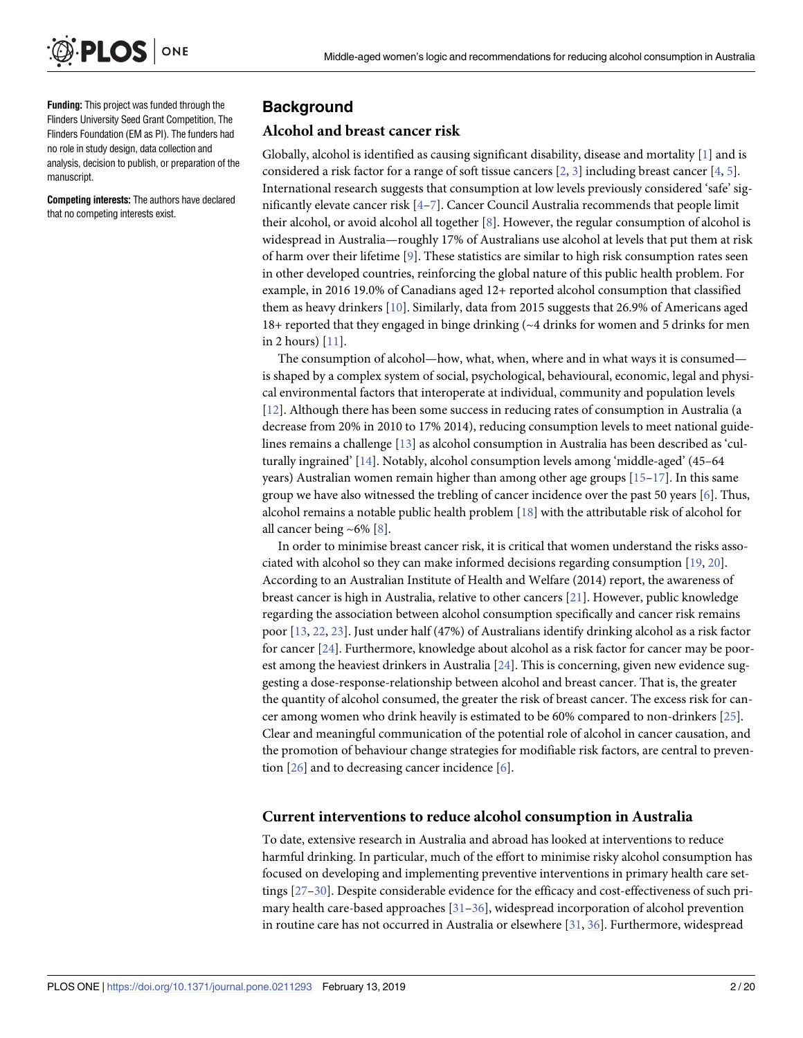**Funding:** This project was funded through the Flinders University Seed Grant Competition, The Flinders Foundation (EM as PI). The funders had no role in study design, data collection and analysis, decision to publish, or preparation of the manuscript.

**Competing interests:** The authors have declared that no competing interests exist.

## Background

### Alcohol and breast cancer risk

Globally, alcohol is identified as causing significant disability, disease and mortality [1] and is considered a risk factor for a range of soft tissue cancers [2, 3] including breast cancer [4, 5]. International research suggests that consumption at low levels previously considered 'safe' significantly elevate cancer risk [4–7]. Cancer Council Australia recommends that people limit their alcohol, or avoid alcohol all together [8]. However, the regular consumption of alcohol is widespread in Australia—roughly 17% of Australians use alcohol at levels that put them at risk of harm over their lifetime [9]. These statistics are similar to high risk consumption rates seen in other developed countries, reinforcing the global nature of this public health problem. For example, in 2016 19.0% of Canadians aged 12+ reported alcohol consumption that classified them as heavy drinkers [10]. Similarly, data from 2015 suggests that 26.9% of Americans aged 18+ reported that they engaged in binge drinking (~4 drinks for women and 5 drinks for men in 2 hours) [11].

The consumption of alcohol—how, what, when, where and in what ways it is consumed—is shaped by a complex system of social, psychological, behavioural, economic, legal and physical environmental factors that interoperate at individual, community and population levels [12]. Although there has been some success in reducing rates of consumption in Australia (a decrease from 20% in 2010 to 17% 2014), reducing consumption levels to meet national guidelines remains a challenge [13] as alcohol consumption in Australia has been described as 'culturally ingrained' [14]. Notably, alcohol consumption levels among 'middle-aged' (45–64 years) Australian women remain higher than among other age groups [15–17]. In this same group we have also witnessed the trebling of cancer incidence over the past 50 years [6]. Thus, alcohol remains a notable public health problem [18] with the attributable risk of alcohol for all cancer being ~6% [8].

In order to minimise breast cancer risk, it is critical that women understand the risks associated with alcohol so they can make informed decisions regarding consumption [19, 20]. According to an Australian Institute of Health and Welfare (2014) report, the awareness of breast cancer is high in Australia, relative to other cancers [21]. However, public knowledge regarding the association between alcohol consumption specifically and cancer risk remains poor [13, 22, 23]. Just under half (47%) of Australians identify drinking alcohol as a risk factor for cancer [24]. Furthermore, knowledge about alcohol as a risk factor for cancer may be poorest among the heaviest drinkers in Australia [24]. This is concerning, given new evidence suggesting a dose-response-relationship between alcohol and breast cancer. That is, the greater the quantity of alcohol consumed, the greater the risk of breast cancer. The excess risk for cancer among women who drink heavily is estimated to be 60% compared to non-drinkers [25]. Clear and meaningful communication of the potential role of alcohol in cancer causation, and the promotion of behaviour change strategies for modifiable risk factors, are central to prevention [26] and to decreasing cancer incidence [6].

### Current interventions to reduce alcohol consumption in Australia

To date, extensive research in Australia and abroad has looked at interventions to reduce harmful drinking. In particular, much of the effort to minimise risky alcohol consumption has focused on developing and implementing preventive interventions in primary health care settings [27–30]. Despite considerable evidence for the efficacy and cost-effectiveness of such primary health care-based approaches [31–36], widespread incorporation of alcohol prevention in routine care has not occurred in Australia or elsewhere [31, 36]. Furthermore, widespread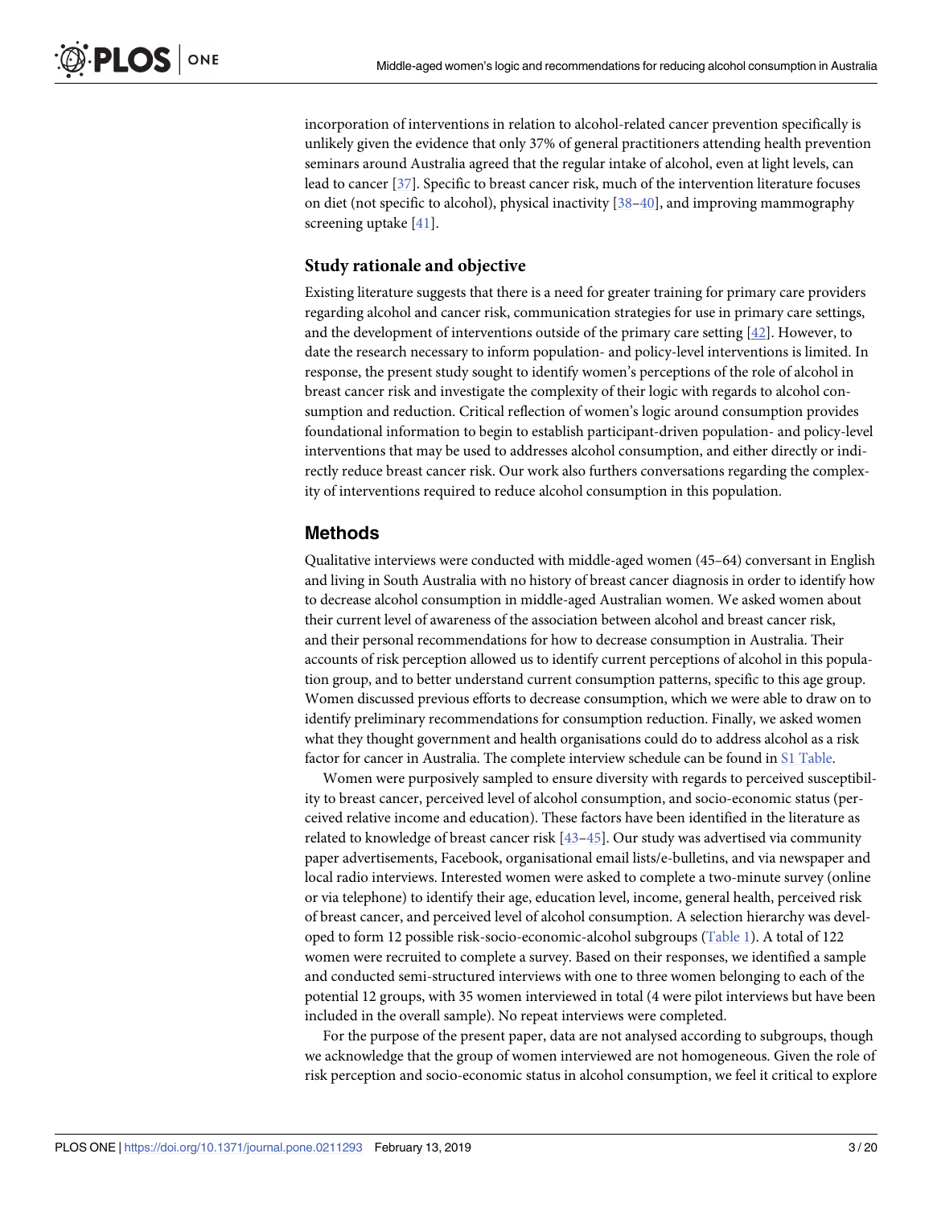incorporation of interventions in relation to alcohol-related cancer prevention specifically is unlikely given the evidence that only 37% of general practitioners attending health prevention seminars around Australia agreed that the regular intake of alcohol, even at light levels, can lead to cancer [37]. Specific to breast cancer risk, much of the intervention literature focuses on diet (not specific to alcohol), physical inactivity [38–40], and improving mammography screening uptake [41].

### Study rationale and objective

Existing literature suggests that there is a need for greater training for primary care providers regarding alcohol and cancer risk, communication strategies for use in primary care settings, and the development of interventions outside of the primary care setting [42]. However, to date the research necessary to inform population- and policy-level interventions is limited. In response, the present study sought to identify women's perceptions of the role of alcohol in breast cancer risk and investigate the complexity of their logic with regards to alcohol consumption and reduction. Critical reflection of women's logic around consumption provides foundational information to begin to establish participant-driven population- and policy-level interventions that may be used to addresses alcohol consumption, and either directly or indirectly reduce breast cancer risk. Our work also furthers conversations regarding the complexity of interventions required to reduce alcohol consumption in this population.

## Methods

Qualitative interviews were conducted with middle-aged women (45–64) conversant in English and living in South Australia with no history of breast cancer diagnosis in order to identify how to decrease alcohol consumption in middle-aged Australian women. We asked women about their current level of awareness of the association between alcohol and breast cancer risk, and their personal recommendations for how to decrease consumption in Australia. Their accounts of risk perception allowed us to identify current perceptions of alcohol in this population group, and to better understand current consumption patterns, specific to this age group. Women discussed previous efforts to decrease consumption, which we were able to draw on to identify preliminary recommendations for consumption reduction. Finally, we asked women what they thought government and health organisations could do to address alcohol as a risk factor for cancer in Australia. The complete interview schedule can be found in S1 Table.

Women were purposively sampled to ensure diversity with regards to perceived susceptibility to breast cancer, perceived level of alcohol consumption, and socio-economic status (perceived relative income and education). These factors have been identified in the literature as related to knowledge of breast cancer risk [43–45]. Our study was advertised via community paper advertisements, Facebook, organisational email lists/e-bulletins, and via newspaper and local radio interviews. Interested women were asked to complete a two-minute survey (online or via telephone) to identify their age, education level, income, general health, perceived risk of breast cancer, and perceived level of alcohol consumption. A selection hierarchy was developed to form 12 possible risk-socio-economic-alcohol subgroups (Table 1). A total of 122 women were recruited to complete a survey. Based on their responses, we identified a sample and conducted semi-structured interviews with one to three women belonging to each of the potential 12 groups, with 35 women interviewed in total (4 were pilot interviews but have been included in the overall sample). No repeat interviews were completed.

For the purpose of the present paper, data are not analysed according to subgroups, though we acknowledge that the group of women interviewed are not homogeneous. Given the role of risk perception and socio-economic status in alcohol consumption, we feel it critical to explore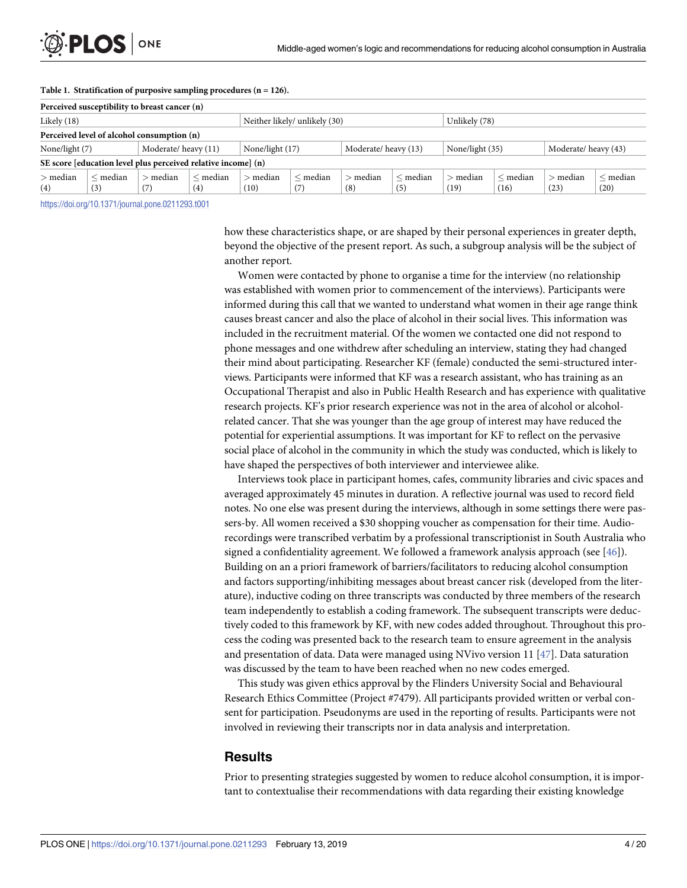**Table 1. Stratification of purposive sampling procedures (n = 126).**

| Perceived susceptibility to breast cancer (n) | | | | | | | | | | | |
|---|---|---|---|---|---|---|---|---|---|---|---|
| Likely (18) | | | | Neither likely/ unlikely (30) | | | | Unlikely (78) | | | |
| **Perceived level of alcohol consumption (n)** | | | | | | | | | | | |
| None/light (7) | | Moderate/ heavy (11) | | None/light (17) | | Moderate/ heavy (13) | | None/light (35) | | Moderate/ heavy (43) | |
| **SE score [education level plus perceived relative income] (n)** | | | | | | | | | | | |
| > median (4) | ≤ median (3) | > median (7) | ≤ median (4) | > median (10) | ≤ median (7) | > median (8) | ≤ median (5) | > median (19) | ≤ median (16) | > median (23) | ≤ median (20) |

https://doi.org/10.1371/journal.pone.0211293.t001

how these characteristics shape, or are shaped by their personal experiences in greater depth, beyond the objective of the present report. As such, a subgroup analysis will be the subject of another report.

Women were contacted by phone to organise a time for the interview (no relationship was established with women prior to commencement of the interviews). Participants were informed during this call that we wanted to understand what women in their age range think causes breast cancer and also the place of alcohol in their social lives. This information was included in the recruitment material. Of the women we contacted one did not respond to phone messages and one withdrew after scheduling an interview, stating they had changed their mind about participating. Researcher KF (female) conducted the semi-structured interviews. Participants were informed that KF was a research assistant, who has training as an Occupational Therapist and also in Public Health Research and has experience with qualitative research projects. KF's prior research experience was not in the area of alcohol or alcohol-related cancer. That she was younger than the age group of interest may have reduced the potential for experiential assumptions. It was important for KF to reflect on the pervasive social place of alcohol in the community in which the study was conducted, which is likely to have shaped the perspectives of both interviewer and interviewee alike.

Interviews took place in participant homes, cafes, community libraries and civic spaces and averaged approximately 45 minutes in duration. A reflective journal was used to record field notes. No one else was present during the interviews, although in some settings there were passers-by. All women received a $30 shopping voucher as compensation for their time. Audio-recordings were transcribed verbatim by a professional transcriptionist in South Australia who signed a confidentiality agreement. We followed a framework analysis approach (see [46]). Building on an a priori framework of barriers/facilitators to reducing alcohol consumption and factors supporting/inhibiting messages about breast cancer risk (developed from the literature), inductive coding on three transcripts was conducted by three members of the research team independently to establish a coding framework. The subsequent transcripts were deductively coded to this framework by KF, with new codes added throughout. Throughout this process the coding was presented back to the research team to ensure agreement in the analysis and presentation of data. Data were managed using NVivo version 11 [47]. Data saturation was discussed by the team to have been reached when no new codes emerged.

This study was given ethics approval by the Flinders University Social and Behavioural Research Ethics Committee (Project #7479). All participants provided written or verbal consent for participation. Pseudonyms are used in the reporting of results. Participants were not involved in reviewing their transcripts nor in data analysis and interpretation.

## Results

Prior to presenting strategies suggested by women to reduce alcohol consumption, it is important to contextualise their recommendations with data regarding their existing knowledge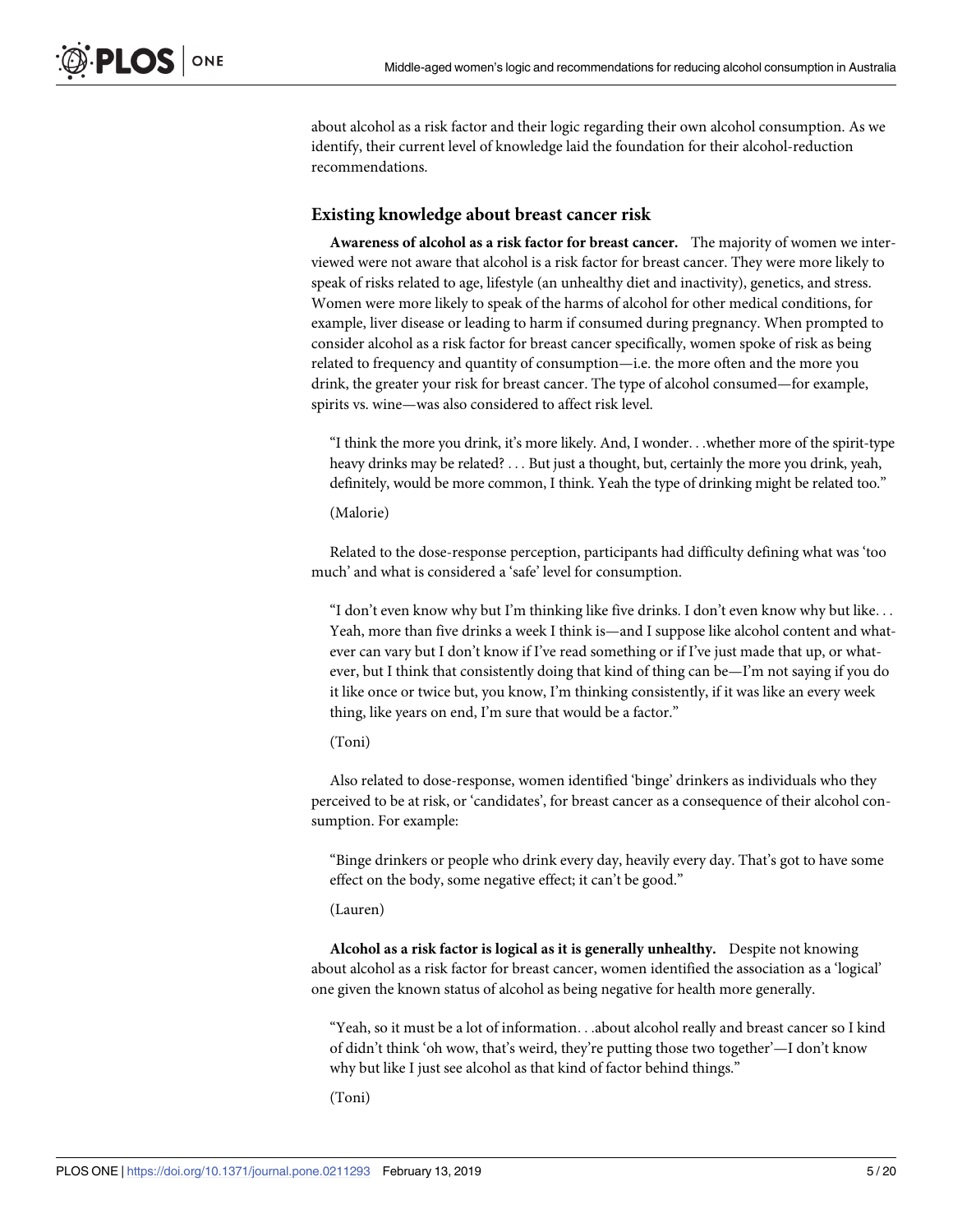about alcohol as a risk factor and their logic regarding their own alcohol consumption. As we identify, their current level of knowledge laid the foundation for their alcohol-reduction recommendations.

## Existing knowledge about breast cancer risk

**Awareness of alcohol as a risk factor for breast cancer.** The majority of women we interviewed were not aware that alcohol is a risk factor for breast cancer. They were more likely to speak of risks related to age, lifestyle (an unhealthy diet and inactivity), genetics, and stress. Women were more likely to speak of the harms of alcohol for other medical conditions, for example, liver disease or leading to harm if consumed during pregnancy. When prompted to consider alcohol as a risk factor for breast cancer specifically, women spoke of risk as being related to frequency and quantity of consumption—i.e. the more often and the more you drink, the greater your risk for breast cancer. The type of alcohol consumed—for example, spirits vs. wine—was also considered to affect risk level.

> "I think the more you drink, it's more likely. And, I wonder. . .whether more of the spirit-type heavy drinks may be related? . . . But just a thought, but, certainly the more you drink, yeah, definitely, would be more common, I think. Yeah the type of drinking might be related too."
>
> (Malorie)

Related to the dose-response perception, participants had difficulty defining what was 'too much' and what is considered a 'safe' level for consumption.

> "I don't even know why but I'm thinking like five drinks. I don't even know why but like. . . Yeah, more than five drinks a week I think is—and I suppose like alcohol content and whatever can vary but I don't know if I've read something or if I've just made that up, or whatever, but I think that consistently doing that kind of thing can be—I'm not saying if you do it like once or twice but, you know, I'm thinking consistently, if it was like an every week thing, like years on end, I'm sure that would be a factor."
>
> (Toni)

Also related to dose-response, women identified 'binge' drinkers as individuals who they perceived to be at risk, or 'candidates', for breast cancer as a consequence of their alcohol consumption. For example:

> "Binge drinkers or people who drink every day, heavily every day. That's got to have some effect on the body, some negative effect; it can't be good."
>
> (Lauren)

**Alcohol as a risk factor is logical as it is generally unhealthy.** Despite not knowing about alcohol as a risk factor for breast cancer, women identified the association as a 'logical' one given the known status of alcohol as being negative for health more generally.

> "Yeah, so it must be a lot of information. . .about alcohol really and breast cancer so I kind of didn't think 'oh wow, that's weird, they're putting those two together'—I don't know why but like I just see alcohol as that kind of factor behind things."
>
> (Toni)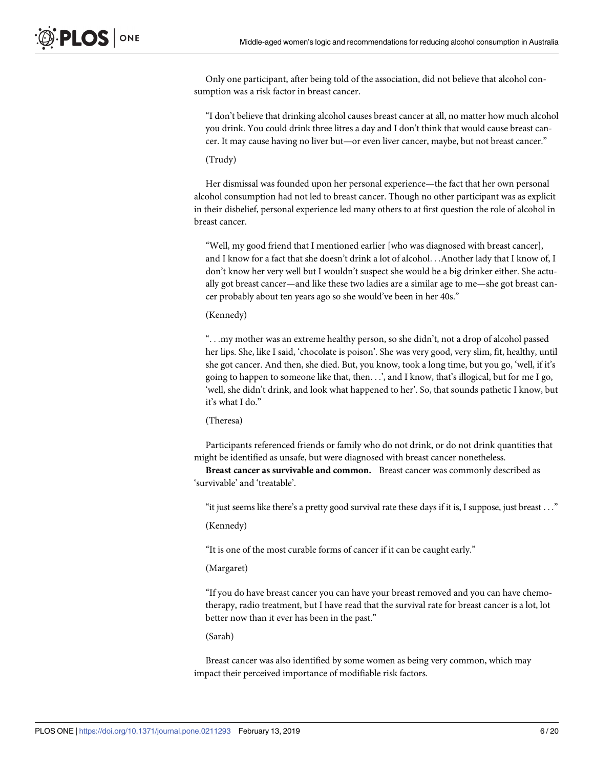Only one participant, after being told of the association, did not believe that alcohol consumption was a risk factor in breast cancer.

> "I don't believe that drinking alcohol causes breast cancer at all, no matter how much alcohol you drink. You could drink three litres a day and I don't think that would cause breast cancer. It may cause having no liver but—or even liver cancer, maybe, but not breast cancer."
>
> (Trudy)

Her dismissal was founded upon her personal experience—the fact that her own personal alcohol consumption had not led to breast cancer. Though no other participant was as explicit in their disbelief, personal experience led many others to at first question the role of alcohol in breast cancer.

> "Well, my good friend that I mentioned earlier [who was diagnosed with breast cancer], and I know for a fact that she doesn't drink a lot of alcohol. . .Another lady that I know of, I don't know her very well but I wouldn't suspect she would be a big drinker either. She actually got breast cancer—and like these two ladies are a similar age to me—she got breast cancer probably about ten years ago so she would've been in her 40s."
>
> (Kennedy)

> ". . .my mother was an extreme healthy person, so she didn't, not a drop of alcohol passed her lips. She, like I said, 'chocolate is poison'. She was very good, very slim, fit, healthy, until she got cancer. And then, she died. But, you know, took a long time, but you go, 'well, if it's going to happen to someone like that, then. . .', and I know, that's illogical, but for me I go, 'well, she didn't drink, and look what happened to her'. So, that sounds pathetic I know, but it's what I do."
>
> (Theresa)

Participants referenced friends or family who do not drink, or do not drink quantities that might be identified as unsafe, but were diagnosed with breast cancer nonetheless.

**Breast cancer as survivable and common.** Breast cancer was commonly described as 'survivable' and 'treatable'.

> "it just seems like there's a pretty good survival rate these days if it is, I suppose, just breast . . ."
>
> (Kennedy)

> "It is one of the most curable forms of cancer if it can be caught early."
>
> (Margaret)

> "If you do have breast cancer you can have your breast removed and you can have chemotherapy, radio treatment, but I have read that the survival rate for breast cancer is a lot, lot better now than it ever has been in the past."
>
> (Sarah)

Breast cancer was also identified by some women as being very common, which may impact their perceived importance of modifiable risk factors.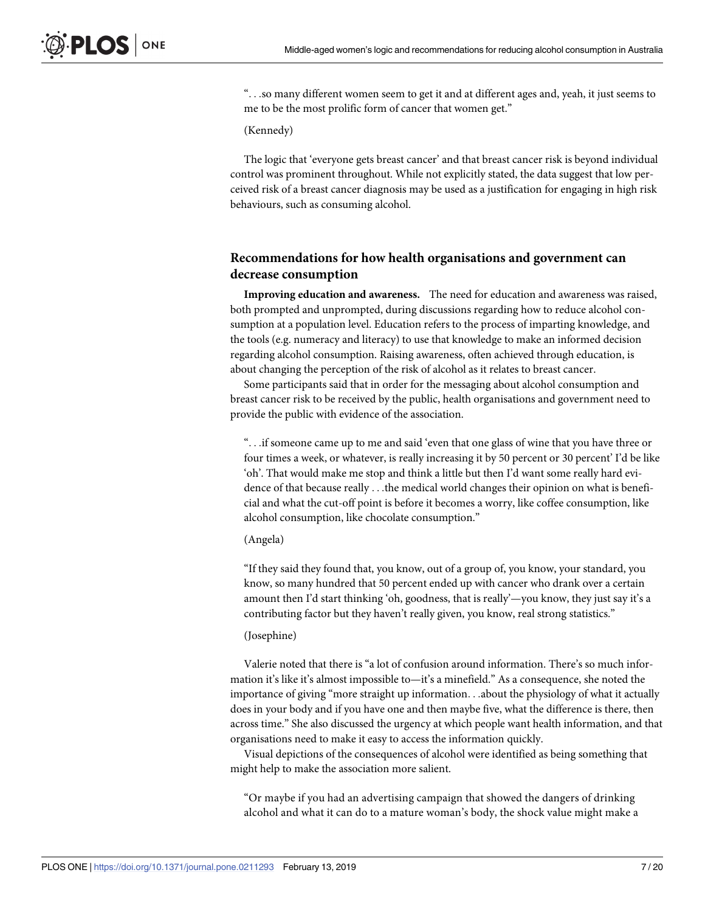"...so many different women seem to get it and at different ages and, yeah, it just seems to me to be the most prolific form of cancer that women get."

(Kennedy)

The logic that 'everyone gets breast cancer' and that breast cancer risk is beyond individual control was prominent throughout. While not explicitly stated, the data suggest that low perceived risk of a breast cancer diagnosis may be used as a justification for engaging in high risk behaviours, such as consuming alcohol.

## Recommendations for how health organisations and government can decrease consumption

**Improving education and awareness.** The need for education and awareness was raised, both prompted and unprompted, during discussions regarding how to reduce alcohol consumption at a population level. Education refers to the process of imparting knowledge, and the tools (e.g. numeracy and literacy) to use that knowledge to make an informed decision regarding alcohol consumption. Raising awareness, often achieved through education, is about changing the perception of the risk of alcohol as it relates to breast cancer.

Some participants said that in order for the messaging about alcohol consumption and breast cancer risk to be received by the public, health organisations and government need to provide the public with evidence of the association.

"...if someone came up to me and said 'even that one glass of wine that you have three or four times a week, or whatever, is really increasing it by 50 percent or 30 percent' I'd be like 'oh'. That would make me stop and think a little but then I'd want some really hard evidence of that because really ...the medical world changes their opinion on what is beneficial and what the cut-off point is before it becomes a worry, like coffee consumption, like alcohol consumption, like chocolate consumption."

(Angela)

"If they said they found that, you know, out of a group of, you know, your standard, you know, so many hundred that 50 percent ended up with cancer who drank over a certain amount then I'd start thinking 'oh, goodness, that is really'—you know, they just say it's a contributing factor but they haven't really given, you know, real strong statistics."

(Josephine)

Valerie noted that there is "a lot of confusion around information. There's so much information it's like it's almost impossible to—it's a minefield." As a consequence, she noted the importance of giving "more straight up information...about the physiology of what it actually does in your body and if you have one and then maybe five, what the difference is there, then across time." She also discussed the urgency at which people want health information, and that organisations need to make it easy to access the information quickly.

Visual depictions of the consequences of alcohol were identified as being something that might help to make the association more salient.

"Or maybe if you had an advertising campaign that showed the dangers of drinking alcohol and what it can do to a mature woman's body, the shock value might make a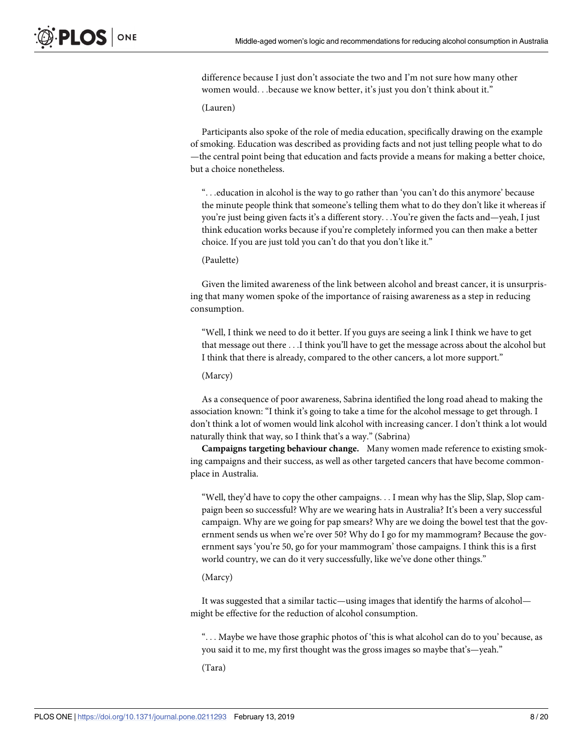difference because I just don't associate the two and I'm not sure how many other women would. . .because we know better, it's just you don't think about it."

(Lauren)

Participants also spoke of the role of media education, specifically drawing on the example of smoking. Education was described as providing facts and not just telling people what to do—the central point being that education and facts provide a means for making a better choice, but a choice nonetheless.

> ". . .education in alcohol is the way to go rather than 'you can't do this anymore' because the minute people think that someone's telling them what to do they don't like it whereas if you're just being given facts it's a different story. . .You're given the facts and—yeah, I just think education works because if you're completely informed you can then make a better choice. If you are just told you can't do that you don't like it."
>
> (Paulette)

Given the limited awareness of the link between alcohol and breast cancer, it is unsurprising that many women spoke of the importance of raising awareness as a step in reducing consumption.

> "Well, I think we need to do it better. If you guys are seeing a link I think we have to get that message out there . . .I think you'll have to get the message across about the alcohol but I think that there is already, compared to the other cancers, a lot more support."
>
> (Marcy)

As a consequence of poor awareness, Sabrina identified the long road ahead to making the association known: "I think it's going to take a time for the alcohol message to get through. I don't think a lot of women would link alcohol with increasing cancer. I don't think a lot would naturally think that way, so I think that's a way." (Sabrina)

**Campaigns targeting behaviour change.** Many women made reference to existing smoking campaigns and their success, as well as other targeted cancers that have become commonplace in Australia.

> "Well, they'd have to copy the other campaigns. . . I mean why has the Slip, Slap, Slop campaign been so successful? Why are we wearing hats in Australia? It's been a very successful campaign. Why are we going for pap smears? Why are we doing the bowel test that the government sends us when we're over 50? Why do I go for my mammogram? Because the government says 'you're 50, go for your mammogram' those campaigns. I think this is a first world country, we can do it very successfully, like we've done other things."
>
> (Marcy)

It was suggested that a similar tactic—using images that identify the harms of alcohol—might be effective for the reduction of alcohol consumption.

> ". . . Maybe we have those graphic photos of 'this is what alcohol can do to you' because, as you said it to me, my first thought was the gross images so maybe that's—yeah."
>
> (Tara)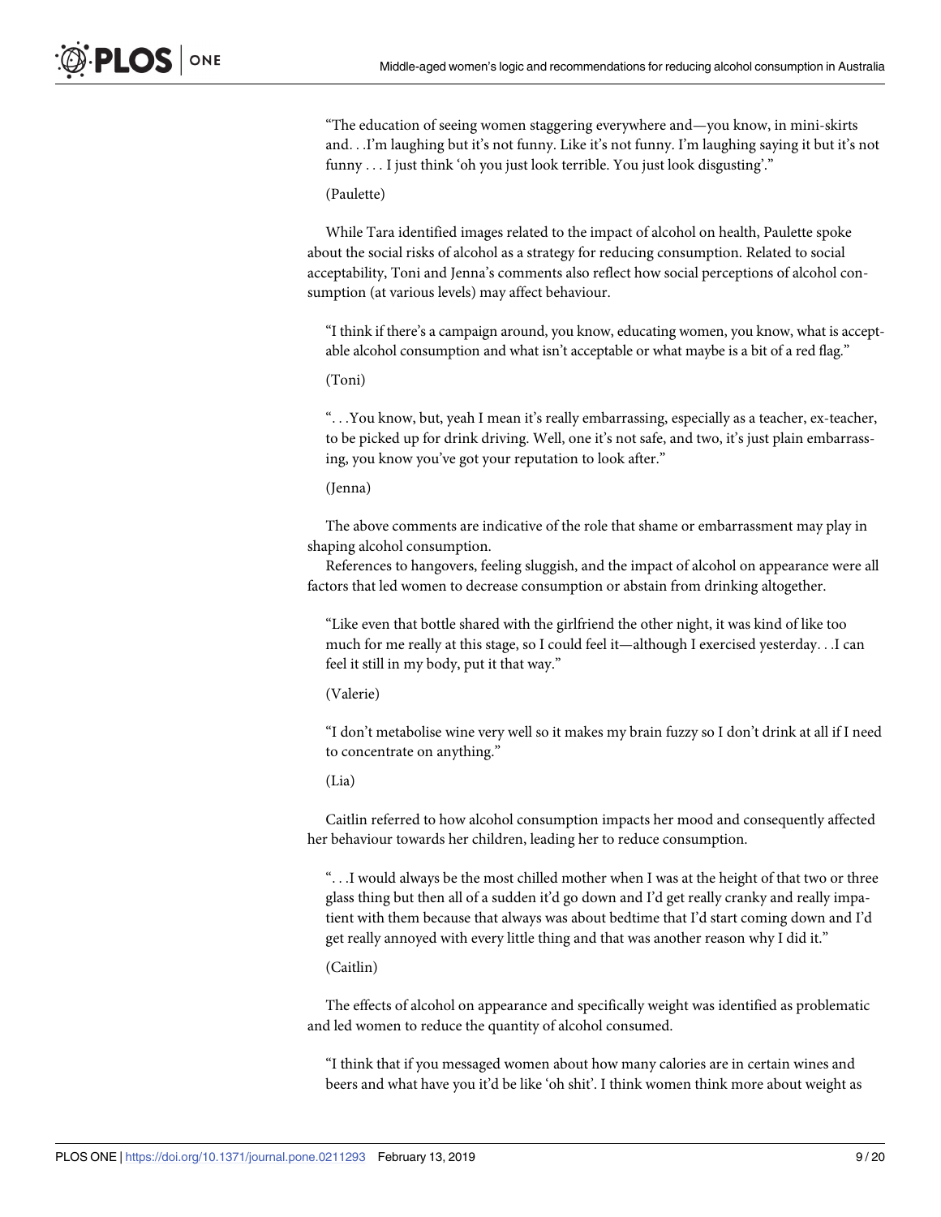> "The education of seeing women staggering everywhere and—you know, in mini-skirts and. . .I'm laughing but it's not funny. Like it's not funny. I'm laughing saying it but it's not funny . . . I just think 'oh you just look terrible. You just look disgusting'."
>
> (Paulette)

While Tara identified images related to the impact of alcohol on health, Paulette spoke about the social risks of alcohol as a strategy for reducing consumption. Related to social acceptability, Toni and Jenna's comments also reflect how social perceptions of alcohol consumption (at various levels) may affect behaviour.

> "I think if there's a campaign around, you know, educating women, you know, what is acceptable alcohol consumption and what isn't acceptable or what maybe is a bit of a red flag."
>
> (Toni)

> ". . .You know, but, yeah I mean it's really embarrassing, especially as a teacher, ex-teacher, to be picked up for drink driving. Well, one it's not safe, and two, it's just plain embarrassing, you know you've got your reputation to look after."
>
> (Jenna)

The above comments are indicative of the role that shame or embarrassment may play in shaping alcohol consumption.

References to hangovers, feeling sluggish, and the impact of alcohol on appearance were all factors that led women to decrease consumption or abstain from drinking altogether.

> "Like even that bottle shared with the girlfriend the other night, it was kind of like too much for me really at this stage, so I could feel it—although I exercised yesterday. . .I can feel it still in my body, put it that way."
>
> (Valerie)

> "I don't metabolise wine very well so it makes my brain fuzzy so I don't drink at all if I need to concentrate on anything."
>
> (Lia)

Caitlin referred to how alcohol consumption impacts her mood and consequently affected her behaviour towards her children, leading her to reduce consumption.

> ". . .I would always be the most chilled mother when I was at the height of that two or three glass thing but then all of a sudden it'd go down and I'd get really cranky and really impatient with them because that always was about bedtime that I'd start coming down and I'd get really annoyed with every little thing and that was another reason why I did it."
>
> (Caitlin)

The effects of alcohol on appearance and specifically weight was identified as problematic and led women to reduce the quantity of alcohol consumed.

> "I think that if you messaged women about how many calories are in certain wines and beers and what have you it'd be like 'oh shit'. I think women think more about weight as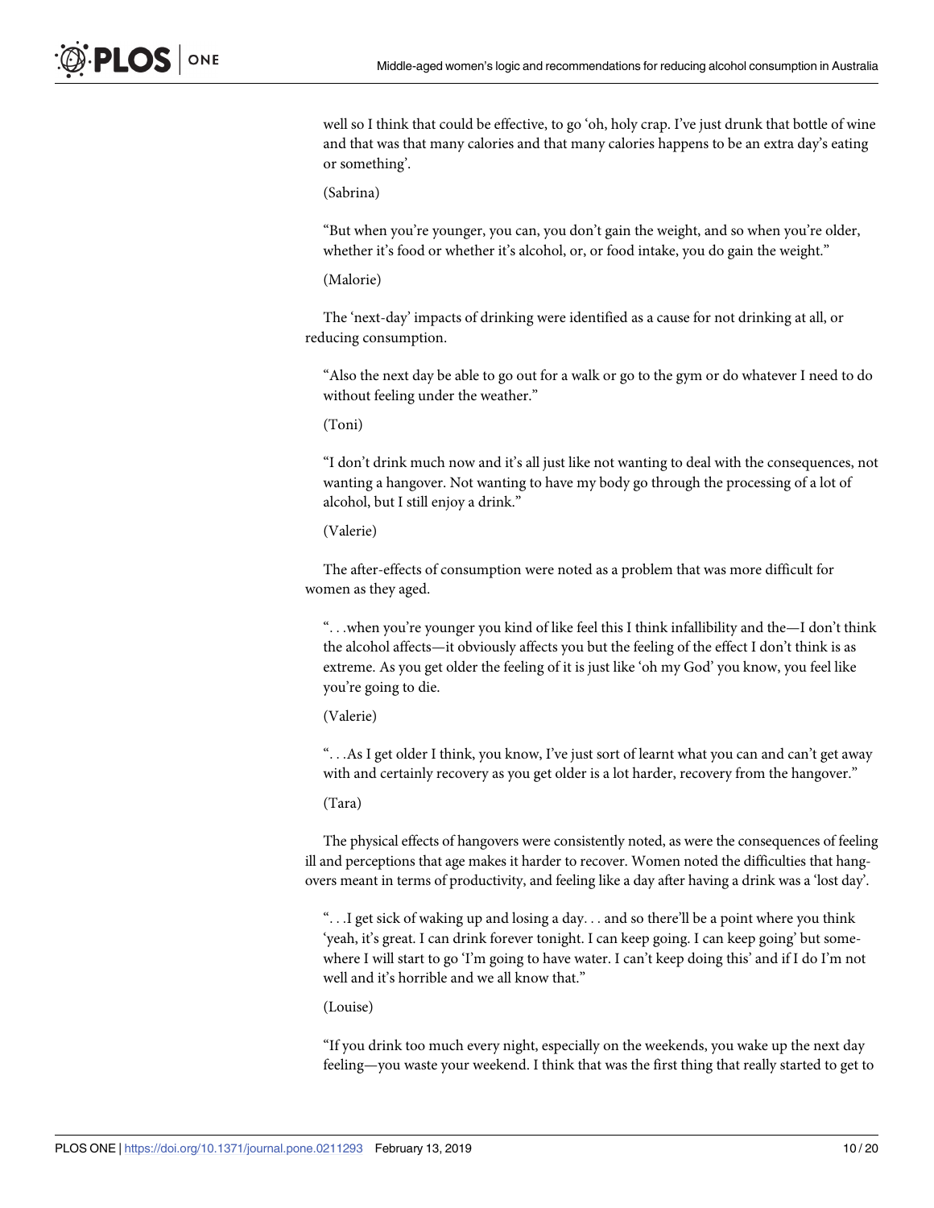well so I think that could be effective, to go 'oh, holy crap. I've just drunk that bottle of wine and that was that many calories and that many calories happens to be an extra day's eating or something'.

(Sabrina)

"But when you're younger, you can, you don't gain the weight, and so when you're older, whether it's food or whether it's alcohol, or, or food intake, you do gain the weight."

(Malorie)

The 'next-day' impacts of drinking were identified as a cause for not drinking at all, or reducing consumption.

"Also the next day be able to go out for a walk or go to the gym or do whatever I need to do without feeling under the weather."

(Toni)

"I don't drink much now and it's all just like not wanting to deal with the consequences, not wanting a hangover. Not wanting to have my body go through the processing of a lot of alcohol, but I still enjoy a drink."

(Valerie)

The after-effects of consumption were noted as a problem that was more difficult for women as they aged.

". . .when you're younger you kind of like feel this I think infallibility and the—I don't think the alcohol affects—it obviously affects you but the feeling of the effect I don't think is as extreme. As you get older the feeling of it is just like 'oh my God' you know, you feel like you're going to die.

(Valerie)

". . .As I get older I think, you know, I've just sort of learnt what you can and can't get away with and certainly recovery as you get older is a lot harder, recovery from the hangover."

(Tara)

The physical effects of hangovers were consistently noted, as were the consequences of feeling ill and perceptions that age makes it harder to recover. Women noted the difficulties that hangovers meant in terms of productivity, and feeling like a day after having a drink was a 'lost day'.

". . .I get sick of waking up and losing a day. . . and so there'll be a point where you think 'yeah, it's great. I can drink forever tonight. I can keep going. I can keep going' but somewhere I will start to go 'I'm going to have water. I can't keep doing this' and if I do I'm not well and it's horrible and we all know that."

(Louise)

"If you drink too much every night, especially on the weekends, you wake up the next day feeling—you waste your weekend. I think that was the first thing that really started to get to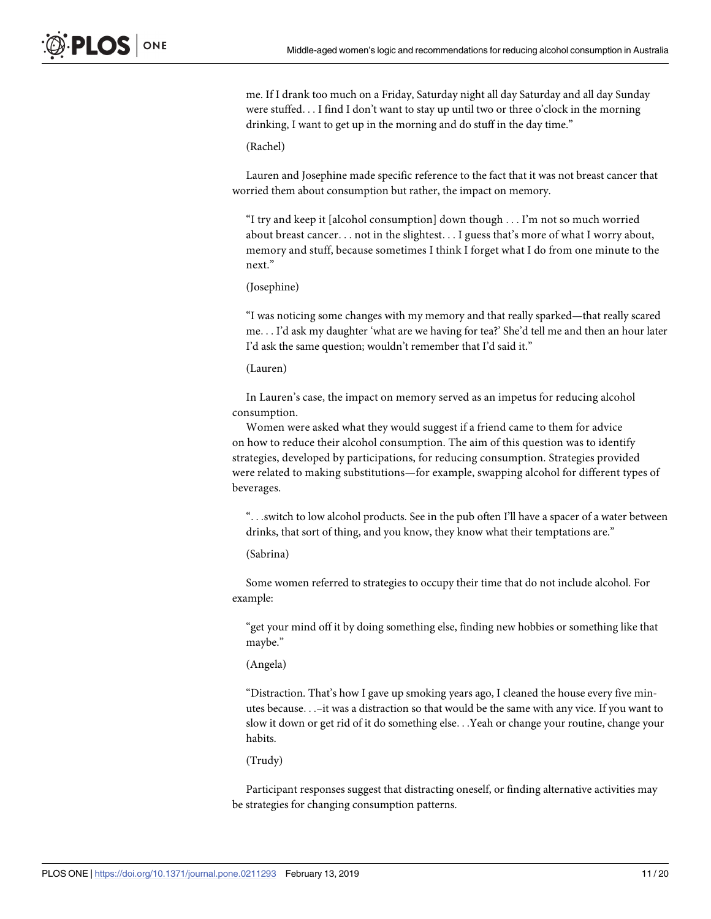me. If I drank too much on a Friday, Saturday night all day Saturday and all day Sunday were stuffed. . . I find I don't want to stay up until two or three o'clock in the morning drinking, I want to get up in the morning and do stuff in the day time."

(Rachel)

Lauren and Josephine made specific reference to the fact that it was not breast cancer that worried them about consumption but rather, the impact on memory.

"I try and keep it [alcohol consumption] down though . . . I'm not so much worried about breast cancer. . . not in the slightest. . . I guess that's more of what I worry about, memory and stuff, because sometimes I think I forget what I do from one minute to the next."

(Josephine)

"I was noticing some changes with my memory and that really sparked—that really scared me. . . I'd ask my daughter 'what are we having for tea?' She'd tell me and then an hour later I'd ask the same question; wouldn't remember that I'd said it."

(Lauren)

In Lauren's case, the impact on memory served as an impetus for reducing alcohol consumption.

Women were asked what they would suggest if a friend came to them for advice on how to reduce their alcohol consumption. The aim of this question was to identify strategies, developed by participations, for reducing consumption. Strategies provided were related to making substitutions—for example, swapping alcohol for different types of beverages.

". . .switch to low alcohol products. See in the pub often I'll have a spacer of a water between drinks, that sort of thing, and you know, they know what their temptations are."

(Sabrina)

Some women referred to strategies to occupy their time that do not include alcohol. For example:

"get your mind off it by doing something else, finding new hobbies or something like that maybe."

(Angela)

"Distraction. That's how I gave up smoking years ago, I cleaned the house every five minutes because. . .–it was a distraction so that would be the same with any vice. If you want to slow it down or get rid of it do something else. . .Yeah or change your routine, change your habits.

(Trudy)

Participant responses suggest that distracting oneself, or finding alternative activities may be strategies for changing consumption patterns.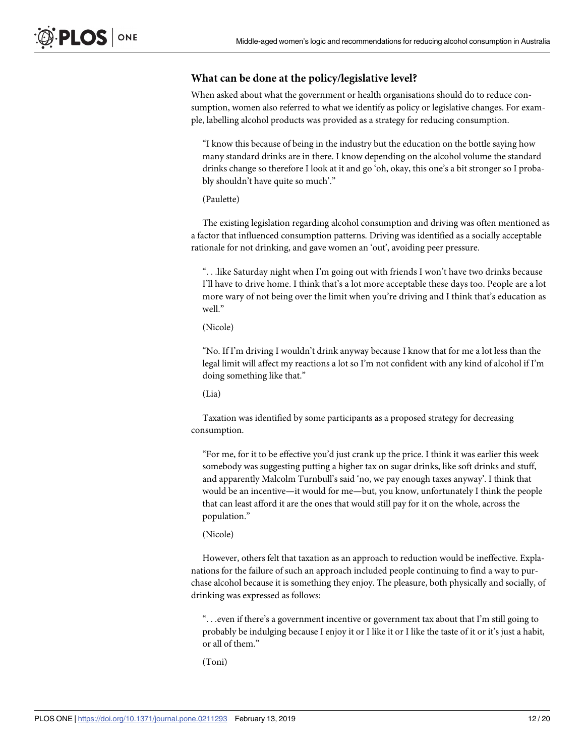### What can be done at the policy/legislative level?

When asked about what the government or health organisations should do to reduce consumption, women also referred to what we identify as policy or legislative changes. For example, labelling alcohol products was provided as a strategy for reducing consumption.

> "I know this because of being in the industry but the education on the bottle saying how many standard drinks are in there. I know depending on the alcohol volume the standard drinks change so therefore I look at it and go 'oh, okay, this one's a bit stronger so I probably shouldn't have quite so much'."
>
> (Paulette)

The existing legislation regarding alcohol consumption and driving was often mentioned as a factor that influenced consumption patterns. Driving was identified as a socially acceptable rationale for not drinking, and gave women an 'out', avoiding peer pressure.

> ". . .like Saturday night when I'm going out with friends I won't have two drinks because I'll have to drive home. I think that's a lot more acceptable these days too. People are a lot more wary of not being over the limit when you're driving and I think that's education as well."
>
> (Nicole)

> "No. If I'm driving I wouldn't drink anyway because I know that for me a lot less than the legal limit will affect my reactions a lot so I'm not confident with any kind of alcohol if I'm doing something like that."
>
> (Lia)

Taxation was identified by some participants as a proposed strategy for decreasing consumption.

> "For me, for it to be effective you'd just crank up the price. I think it was earlier this week somebody was suggesting putting a higher tax on sugar drinks, like soft drinks and stuff, and apparently Malcolm Turnbull's said 'no, we pay enough taxes anyway'. I think that would be an incentive—it would for me—but, you know, unfortunately I think the people that can least afford it are the ones that would still pay for it on the whole, across the population."
>
> (Nicole)

However, others felt that taxation as an approach to reduction would be ineffective. Explanations for the failure of such an approach included people continuing to find a way to purchase alcohol because it is something they enjoy. The pleasure, both physically and socially, of drinking was expressed as follows:

> ". . .even if there's a government incentive or government tax about that I'm still going to probably be indulging because I enjoy it or I like it or I like the taste of it or it's just a habit, or all of them."
>
> (Toni)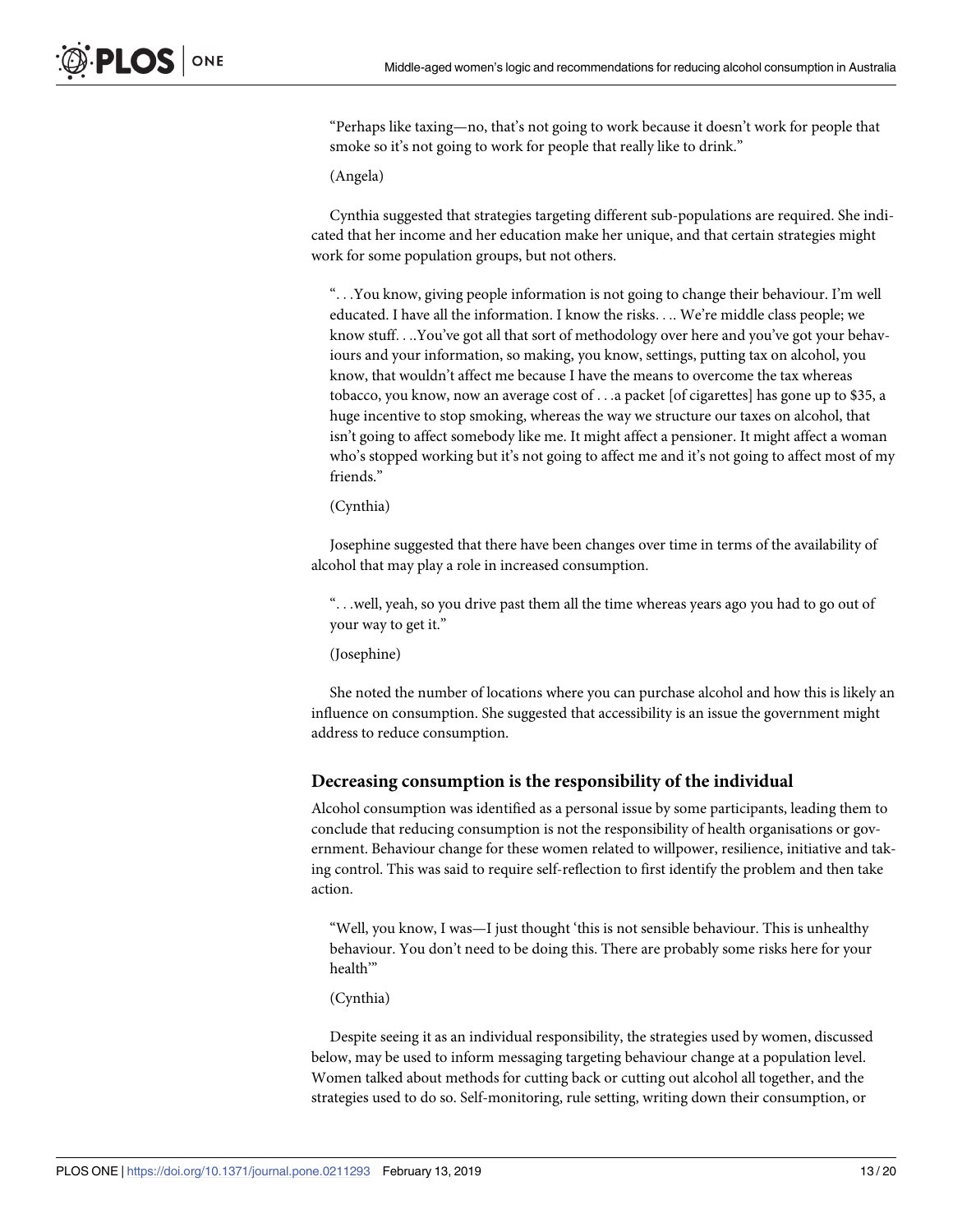"Perhaps like taxing—no, that's not going to work because it doesn't work for people that smoke so it's not going to work for people that really like to drink."

(Angela)

Cynthia suggested that strategies targeting different sub-populations are required. She indicated that her income and her education make her unique, and that certain strategies might work for some population groups, but not others.

". . .You know, giving people information is not going to change their behaviour. I'm well educated. I have all the information. I know the risks. . .. We're middle class people; we know stuff. . ..You've got all that sort of methodology over here and you've got your behaviours and your information, so making, you know, settings, putting tax on alcohol, you know, that wouldn't affect me because I have the means to overcome the tax whereas tobacco, you know, now an average cost of . . .a packet [of cigarettes] has gone up to $35, a huge incentive to stop smoking, whereas the way we structure our taxes on alcohol, that isn't going to affect somebody like me. It might affect a pensioner. It might affect a woman who's stopped working but it's not going to affect me and it's not going to affect most of my friends."

(Cynthia)

Josephine suggested that there have been changes over time in terms of the availability of alcohol that may play a role in increased consumption.

". . .well, yeah, so you drive past them all the time whereas years ago you had to go out of your way to get it."

(Josephine)

She noted the number of locations where you can purchase alcohol and how this is likely an influence on consumption. She suggested that accessibility is an issue the government might address to reduce consumption.

### Decreasing consumption is the responsibility of the individual

Alcohol consumption was identified as a personal issue by some participants, leading them to conclude that reducing consumption is not the responsibility of health organisations or government. Behaviour change for these women related to willpower, resilience, initiative and taking control. This was said to require self-reflection to first identify the problem and then take action.

"Well, you know, I was—I just thought 'this is not sensible behaviour. This is unhealthy behaviour. You don't need to be doing this. There are probably some risks here for your health'"

(Cynthia)

Despite seeing it as an individual responsibility, the strategies used by women, discussed below, may be used to inform messaging targeting behaviour change at a population level. Women talked about methods for cutting back or cutting out alcohol all together, and the strategies used to do so. Self-monitoring, rule setting, writing down their consumption, or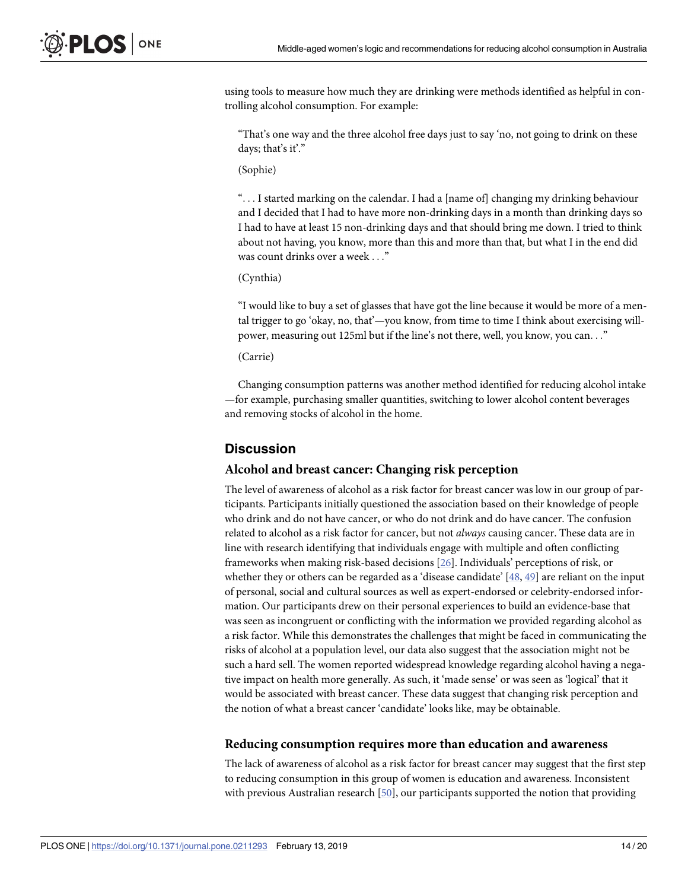using tools to measure how much they are drinking were methods identified as helpful in controlling alcohol consumption. For example:

> "That's one way and the three alcohol free days just to say 'no, not going to drink on these days; that's it'."
>
> (Sophie)

> ". . . I started marking on the calendar. I had a [name of] changing my drinking behaviour and I decided that I had to have more non-drinking days in a month than drinking days so I had to have at least 15 non-drinking days and that should bring me down. I tried to think about not having, you know, more than this and more than that, but what I in the end did was count drinks over a week . . ."
>
> (Cynthia)

> "I would like to buy a set of glasses that have got the line because it would be more of a mental trigger to go 'okay, no, that'—you know, from time to time I think about exercising willpower, measuring out 125ml but if the line's not there, well, you know, you can. . ."
>
> (Carrie)

Changing consumption patterns was another method identified for reducing alcohol intake—for example, purchasing smaller quantities, switching to lower alcohol content beverages and removing stocks of alcohol in the home.

## Discussion

### Alcohol and breast cancer: Changing risk perception

The level of awareness of alcohol as a risk factor for breast cancer was low in our group of participants. Participants initially questioned the association based on their knowledge of people who drink and do not have cancer, or who do not drink and do have cancer. The confusion related to alcohol as a risk factor for cancer, but not *always* causing cancer. These data are in line with research identifying that individuals engage with multiple and often conflicting frameworks when making risk-based decisions [26]. Individuals' perceptions of risk, or whether they or others can be regarded as a 'disease candidate' [48, 49] are reliant on the input of personal, social and cultural sources as well as expert-endorsed or celebrity-endorsed information. Our participants drew on their personal experiences to build an evidence-base that was seen as incongruent or conflicting with the information we provided regarding alcohol as a risk factor. While this demonstrates the challenges that might be faced in communicating the risks of alcohol at a population level, our data also suggest that the association might not be such a hard sell. The women reported widespread knowledge regarding alcohol having a negative impact on health more generally. As such, it 'made sense' or was seen as 'logical' that it would be associated with breast cancer. These data suggest that changing risk perception and the notion of what a breast cancer 'candidate' looks like, may be obtainable.

### Reducing consumption requires more than education and awareness

The lack of awareness of alcohol as a risk factor for breast cancer may suggest that the first step to reducing consumption in this group of women is education and awareness. Inconsistent with previous Australian research [50], our participants supported the notion that providing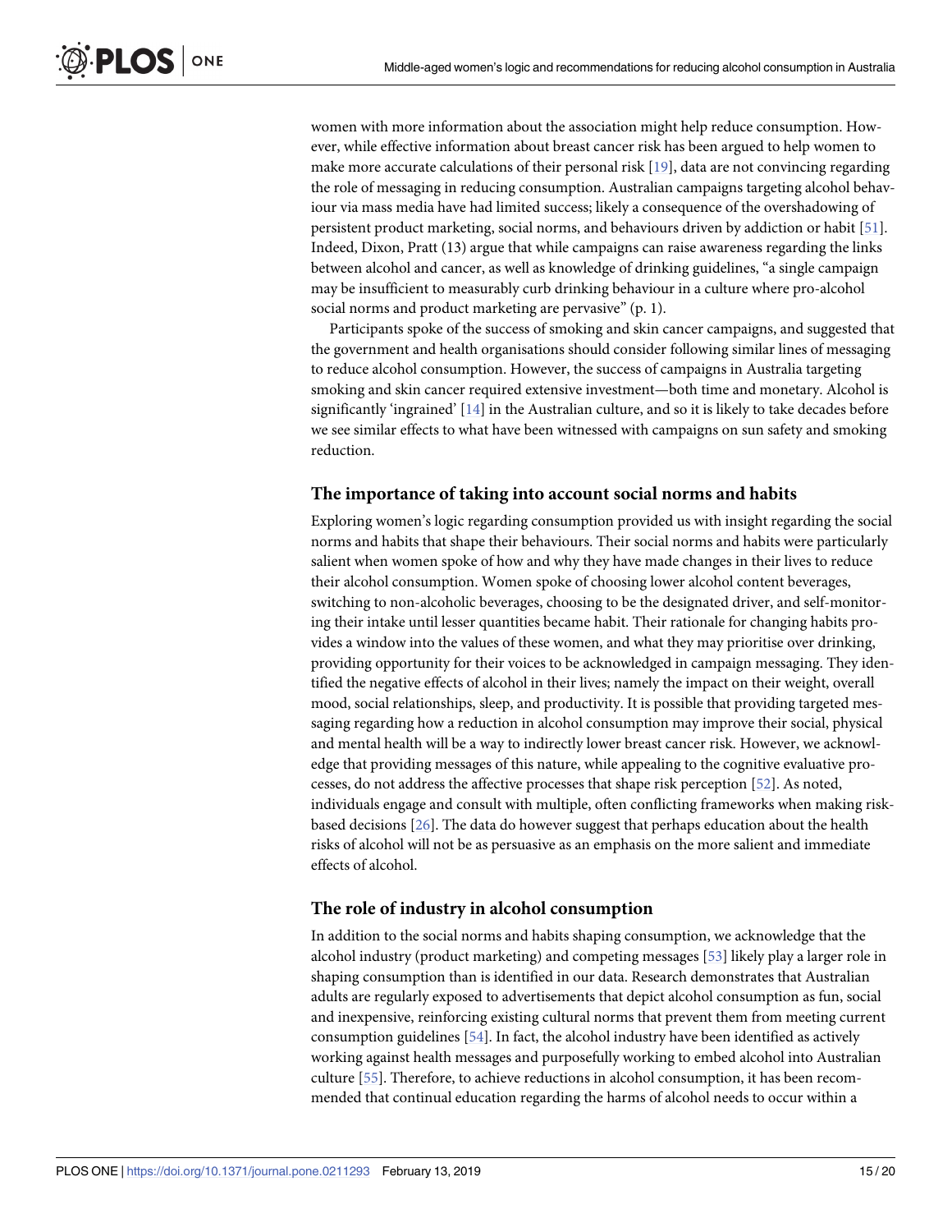women with more information about the association might help reduce consumption. However, while effective information about breast cancer risk has been argued to help women to make more accurate calculations of their personal risk [19], data are not convincing regarding the role of messaging in reducing consumption. Australian campaigns targeting alcohol behaviour via mass media have had limited success; likely a consequence of the overshadowing of persistent product marketing, social norms, and behaviours driven by addiction or habit [51]. Indeed, Dixon, Pratt (13) argue that while campaigns can raise awareness regarding the links between alcohol and cancer, as well as knowledge of drinking guidelines, "a single campaign may be insufficient to measurably curb drinking behaviour in a culture where pro-alcohol social norms and product marketing are pervasive" (p. 1).

Participants spoke of the success of smoking and skin cancer campaigns, and suggested that the government and health organisations should consider following similar lines of messaging to reduce alcohol consumption. However, the success of campaigns in Australia targeting smoking and skin cancer required extensive investment—both time and monetary. Alcohol is significantly 'ingrained' [14] in the Australian culture, and so it is likely to take decades before we see similar effects to what have been witnessed with campaigns on sun safety and smoking reduction.

### The importance of taking into account social norms and habits

Exploring women's logic regarding consumption provided us with insight regarding the social norms and habits that shape their behaviours. Their social norms and habits were particularly salient when women spoke of how and why they have made changes in their lives to reduce their alcohol consumption. Women spoke of choosing lower alcohol content beverages, switching to non-alcoholic beverages, choosing to be the designated driver, and self-monitoring their intake until lesser quantities became habit. Their rationale for changing habits provides a window into the values of these women, and what they may prioritise over drinking, providing opportunity for their voices to be acknowledged in campaign messaging. They identified the negative effects of alcohol in their lives; namely the impact on their weight, overall mood, social relationships, sleep, and productivity. It is possible that providing targeted messaging regarding how a reduction in alcohol consumption may improve their social, physical and mental health will be a way to indirectly lower breast cancer risk. However, we acknowledge that providing messages of this nature, while appealing to the cognitive evaluative processes, do not address the affective processes that shape risk perception [52]. As noted, individuals engage and consult with multiple, often conflicting frameworks when making risk-based decisions [26]. The data do however suggest that perhaps education about the health risks of alcohol will not be as persuasive as an emphasis on the more salient and immediate effects of alcohol.

### The role of industry in alcohol consumption

In addition to the social norms and habits shaping consumption, we acknowledge that the alcohol industry (product marketing) and competing messages [53] likely play a larger role in shaping consumption than is identified in our data. Research demonstrates that Australian adults are regularly exposed to advertisements that depict alcohol consumption as fun, social and inexpensive, reinforcing existing cultural norms that prevent them from meeting current consumption guidelines [54]. In fact, the alcohol industry have been identified as actively working against health messages and purposefully working to embed alcohol into Australian culture [55]. Therefore, to achieve reductions in alcohol consumption, it has been recommended that continual education regarding the harms of alcohol needs to occur within a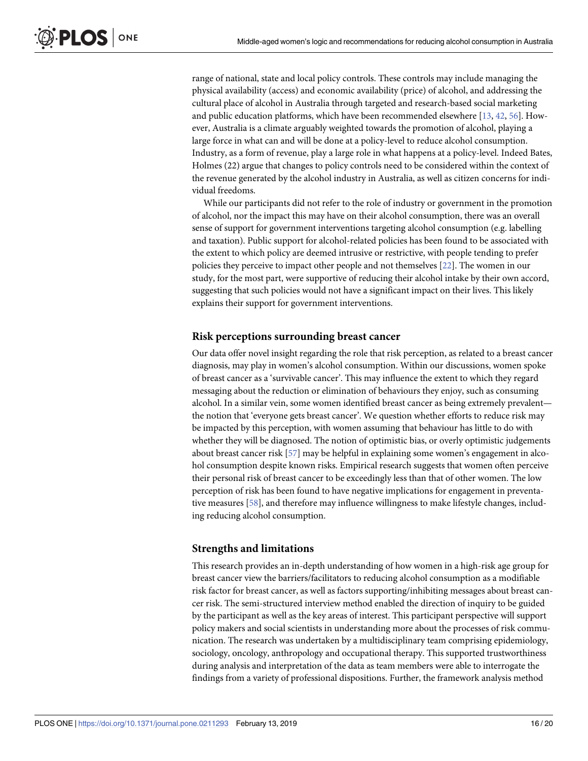range of national, state and local policy controls. These controls may include managing the physical availability (access) and economic availability (price) of alcohol, and addressing the cultural place of alcohol in Australia through targeted and research-based social marketing and public education platforms, which have been recommended elsewhere [13, 42, 56]. However, Australia is a climate arguably weighted towards the promotion of alcohol, playing a large force in what can and will be done at a policy-level to reduce alcohol consumption. Industry, as a form of revenue, play a large role in what happens at a policy-level. Indeed Bates, Holmes (22) argue that changes to policy controls need to be considered within the context of the revenue generated by the alcohol industry in Australia, as well as citizen concerns for individual freedoms.

While our participants did not refer to the role of industry or government in the promotion of alcohol, nor the impact this may have on their alcohol consumption, there was an overall sense of support for government interventions targeting alcohol consumption (e.g. labelling and taxation). Public support for alcohol-related policies has been found to be associated with the extent to which policy are deemed intrusive or restrictive, with people tending to prefer policies they perceive to impact other people and not themselves [22]. The women in our study, for the most part, were supportive of reducing their alcohol intake by their own accord, suggesting that such policies would not have a significant impact on their lives. This likely explains their support for government interventions.

### Risk perceptions surrounding breast cancer

Our data offer novel insight regarding the role that risk perception, as related to a breast cancer diagnosis, may play in women's alcohol consumption. Within our discussions, women spoke of breast cancer as a 'survivable cancer'. This may influence the extent to which they regard messaging about the reduction or elimination of behaviours they enjoy, such as consuming alcohol. In a similar vein, some women identified breast cancer as being extremely prevalent—the notion that 'everyone gets breast cancer'. We question whether efforts to reduce risk may be impacted by this perception, with women assuming that behaviour has little to do with whether they will be diagnosed. The notion of optimistic bias, or overly optimistic judgements about breast cancer risk [57] may be helpful in explaining some women's engagement in alcohol consumption despite known risks. Empirical research suggests that women often perceive their personal risk of breast cancer to be exceedingly less than that of other women. The low perception of risk has been found to have negative implications for engagement in preventative measures [58], and therefore may influence willingness to make lifestyle changes, including reducing alcohol consumption.

### Strengths and limitations

This research provides an in-depth understanding of how women in a high-risk age group for breast cancer view the barriers/facilitators to reducing alcohol consumption as a modifiable risk factor for breast cancer, as well as factors supporting/inhibiting messages about breast cancer risk. The semi-structured interview method enabled the direction of inquiry to be guided by the participant as well as the key areas of interest. This participant perspective will support policy makers and social scientists in understanding more about the processes of risk communication. The research was undertaken by a multidisciplinary team comprising epidemiology, sociology, oncology, anthropology and occupational therapy. This supported trustworthiness during analysis and interpretation of the data as team members were able to interrogate the findings from a variety of professional dispositions. Further, the framework analysis method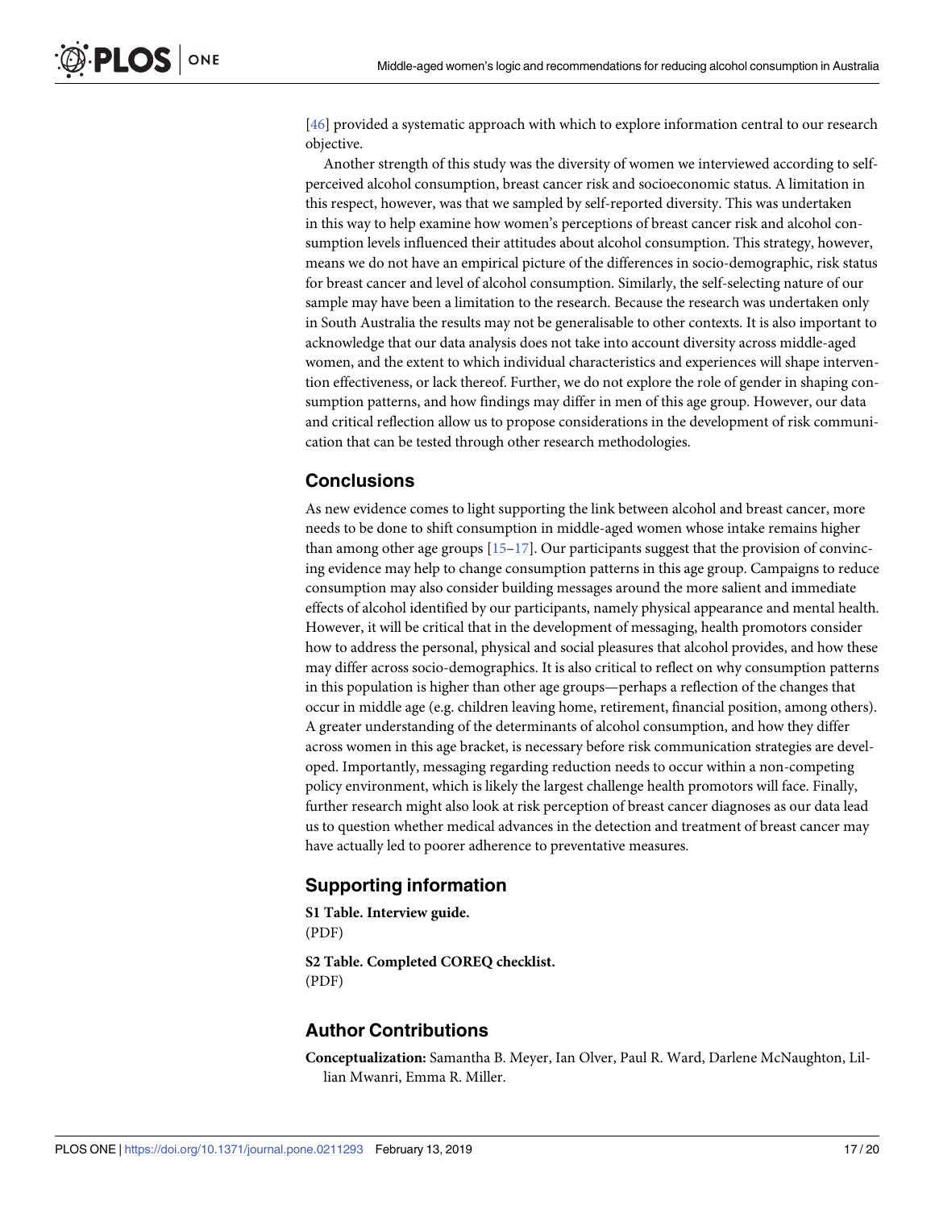[46] provided a systematic approach with which to explore information central to our research objective.

Another strength of this study was the diversity of women we interviewed according to self-perceived alcohol consumption, breast cancer risk and socioeconomic status. A limitation in this respect, however, was that we sampled by self-reported diversity. This was undertaken in this way to help examine how women's perceptions of breast cancer risk and alcohol consumption levels influenced their attitudes about alcohol consumption. This strategy, however, means we do not have an empirical picture of the differences in socio-demographic, risk status for breast cancer and level of alcohol consumption. Similarly, the self-selecting nature of our sample may have been a limitation to the research. Because the research was undertaken only in South Australia the results may not be generalisable to other contexts. It is also important to acknowledge that our data analysis does not take into account diversity across middle-aged women, and the extent to which individual characteristics and experiences will shape intervention effectiveness, or lack thereof. Further, we do not explore the role of gender in shaping consumption patterns, and how findings may differ in men of this age group. However, our data and critical reflection allow us to propose considerations in the development of risk communication that can be tested through other research methodologies.

## Conclusions

As new evidence comes to light supporting the link between alcohol and breast cancer, more needs to be done to shift consumption in middle-aged women whose intake remains higher than among other age groups [15–17]. Our participants suggest that the provision of convincing evidence may help to change consumption patterns in this age group. Campaigns to reduce consumption may also consider building messages around the more salient and immediate effects of alcohol identified by our participants, namely physical appearance and mental health. However, it will be critical that in the development of messaging, health promotors consider how to address the personal, physical and social pleasures that alcohol provides, and how these may differ across socio-demographics. It is also critical to reflect on why consumption patterns in this population is higher than other age groups—perhaps a reflection of the changes that occur in middle age (e.g. children leaving home, retirement, financial position, among others). A greater understanding of the determinants of alcohol consumption, and how they differ across women in this age bracket, is necessary before risk communication strategies are developed. Importantly, messaging regarding reduction needs to occur within a non-competing policy environment, which is likely the largest challenge health promotors will face. Finally, further research might also look at risk perception of breast cancer diagnoses as our data lead us to question whether medical advances in the detection and treatment of breast cancer may have actually led to poorer adherence to preventative measures.

## Supporting information

**S1 Table. Interview guide.**
(PDF)

**S2 Table. Completed COREQ checklist.**
(PDF)

## Author Contributions

**Conceptualization:** Samantha B. Meyer, Ian Olver, Paul R. Ward, Darlene McNaughton, Lillian Mwanri, Emma R. Miller.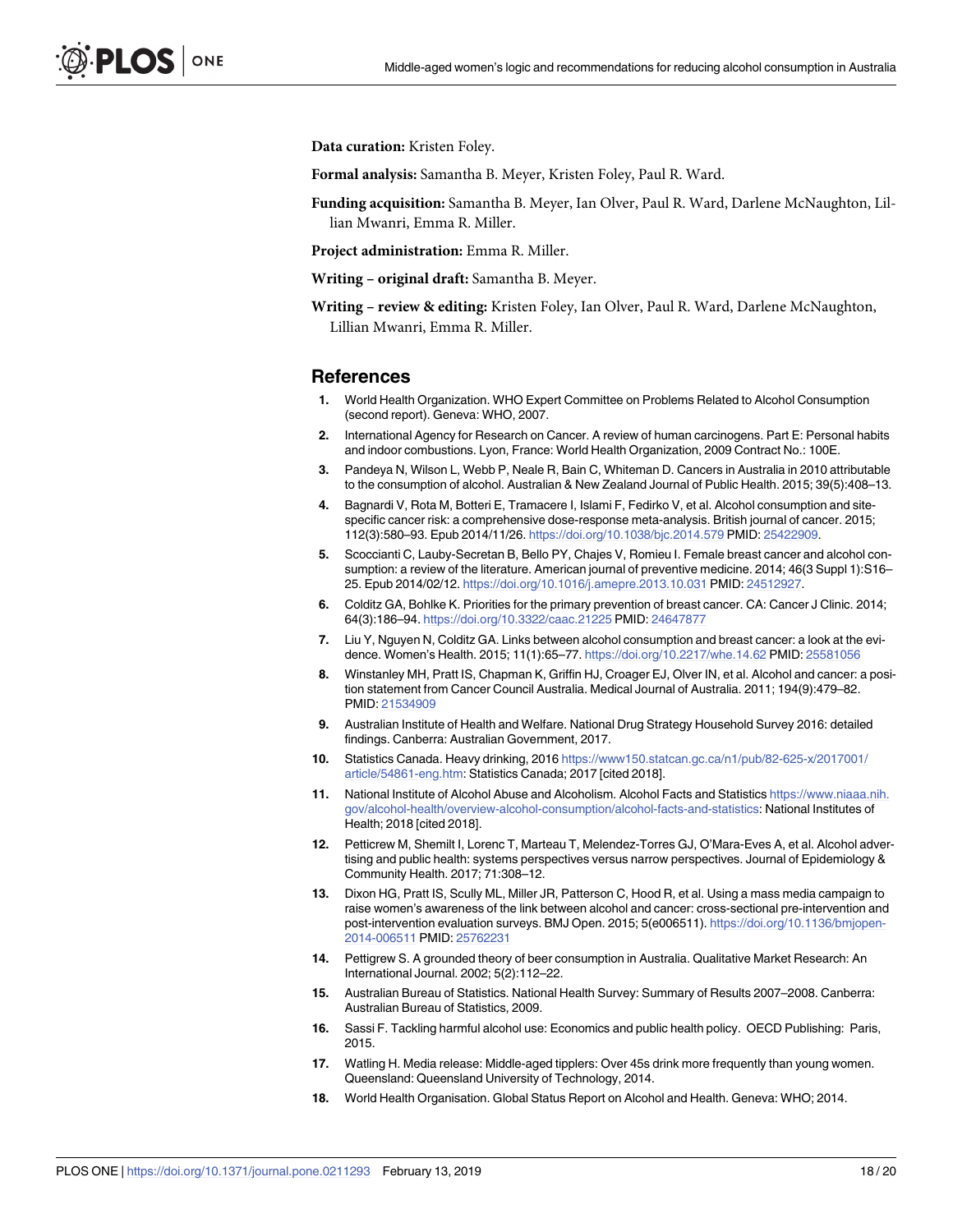**Data curation:** Kristen Foley.

**Formal analysis:** Samantha B. Meyer, Kristen Foley, Paul R. Ward.

**Funding acquisition:** Samantha B. Meyer, Ian Olver, Paul R. Ward, Darlene McNaughton, Lillian Mwanri, Emma R. Miller.

**Project administration:** Emma R. Miller.

**Writing – original draft:** Samantha B. Meyer.

**Writing – review & editing:** Kristen Foley, Ian Olver, Paul R. Ward, Darlene McNaughton, Lillian Mwanri, Emma R. Miller.

## References

1. World Health Organization. WHO Expert Committee on Problems Related to Alcohol Consumption (second report). Geneva: WHO, 2007.
2. International Agency for Research on Cancer. A review of human carcinogens. Part E: Personal habits and indoor combustions. Lyon, France: World Health Organization, 2009 Contract No.: 100E.
3. Pandeya N, Wilson L, Webb P, Neale R, Bain C, Whiteman D. Cancers in Australia in 2010 attributable to the consumption of alcohol. Australian & New Zealand Journal of Public Health. 2015; 39(5):408–13.
4. Bagnardi V, Rota M, Botteri E, Tramacere I, Islami F, Fedirko V, et al. Alcohol consumption and site-specific cancer risk: a comprehensive dose-response meta-analysis. British journal of cancer. 2015; 112(3):580–93. Epub 2014/11/26. https://doi.org/10.1038/bjc.2014.579 PMID: 25422909.
5. Scoccianti C, Lauby-Secretan B, Bello PY, Chajes V, Romieu I. Female breast cancer and alcohol consumption: a review of the literature. American journal of preventive medicine. 2014; 46(3 Suppl 1):S16–25. Epub 2014/02/12. https://doi.org/10.1016/j.amepre.2013.10.031 PMID: 24512927.
6. Colditz GA, Bohlke K. Priorities for the primary prevention of breast cancer. CA: Cancer J Clinic. 2014; 64(3):186–94. https://doi.org/10.3322/caac.21225 PMID: 24647877
7. Liu Y, Nguyen N, Colditz GA. Links between alcohol consumption and breast cancer: a look at the evidence. Women's Health. 2015; 11(1):65–77. https://doi.org/10.2217/whe.14.62 PMID: 25581056
8. Winstanley MH, Pratt IS, Chapman K, Griffin HJ, Croager EJ, Olver IN, et al. Alcohol and cancer: a position statement from Cancer Council Australia. Medical Journal of Australia. 2011; 194(9):479–82. PMID: 21534909
9. Australian Institute of Health and Welfare. National Drug Strategy Household Survey 2016: detailed findings. Canberra: Australian Government, 2017.
10. Statistics Canada. Heavy drinking, 2016 https://www150.statcan.gc.ca/n1/pub/82-625-x/2017001/article/54861-eng.htm: Statistics Canada; 2017 [cited 2018].
11. National Institute of Alcohol Abuse and Alcoholism. Alcohol Facts and Statistics https://www.niaaa.nih.gov/alcohol-health/overview-alcohol-consumption/alcohol-facts-and-statistics: National Institutes of Health; 2018 [cited 2018].
12. Petticrew M, Shemilt I, Lorenc T, Marteau T, Melendez-Torres GJ, O'Mara-Eves A, et al. Alcohol advertising and public health: systems perspectives versus narrow perspectives. Journal of Epidemiology & Community Health. 2017; 71:308–12.
13. Dixon HG, Pratt IS, Scully ML, Miller JR, Patterson C, Hood R, et al. Using a mass media campaign to raise women's awareness of the link between alcohol and cancer: cross-sectional pre-intervention and post-intervention evaluation surveys. BMJ Open. 2015; 5(e006511). https://doi.org/10.1136/bmjopen-2014-006511 PMID: 25762231
14. Pettigrew S. A grounded theory of beer consumption in Australia. Qualitative Market Research: An International Journal. 2002; 5(2):112–22.
15. Australian Bureau of Statistics. National Health Survey: Summary of Results 2007–2008. Canberra: Australian Bureau of Statistics, 2009.
16. Sassi F. Tackling harmful alcohol use: Economics and public health policy. OECD Publishing: Paris, 2015.
17. Watling H. Media release: Middle-aged tipplers: Over 45s drink more frequently than young women. Queensland: Queensland University of Technology, 2014.
18. World Health Organisation. Global Status Report on Alcohol and Health. Geneva: WHO; 2014.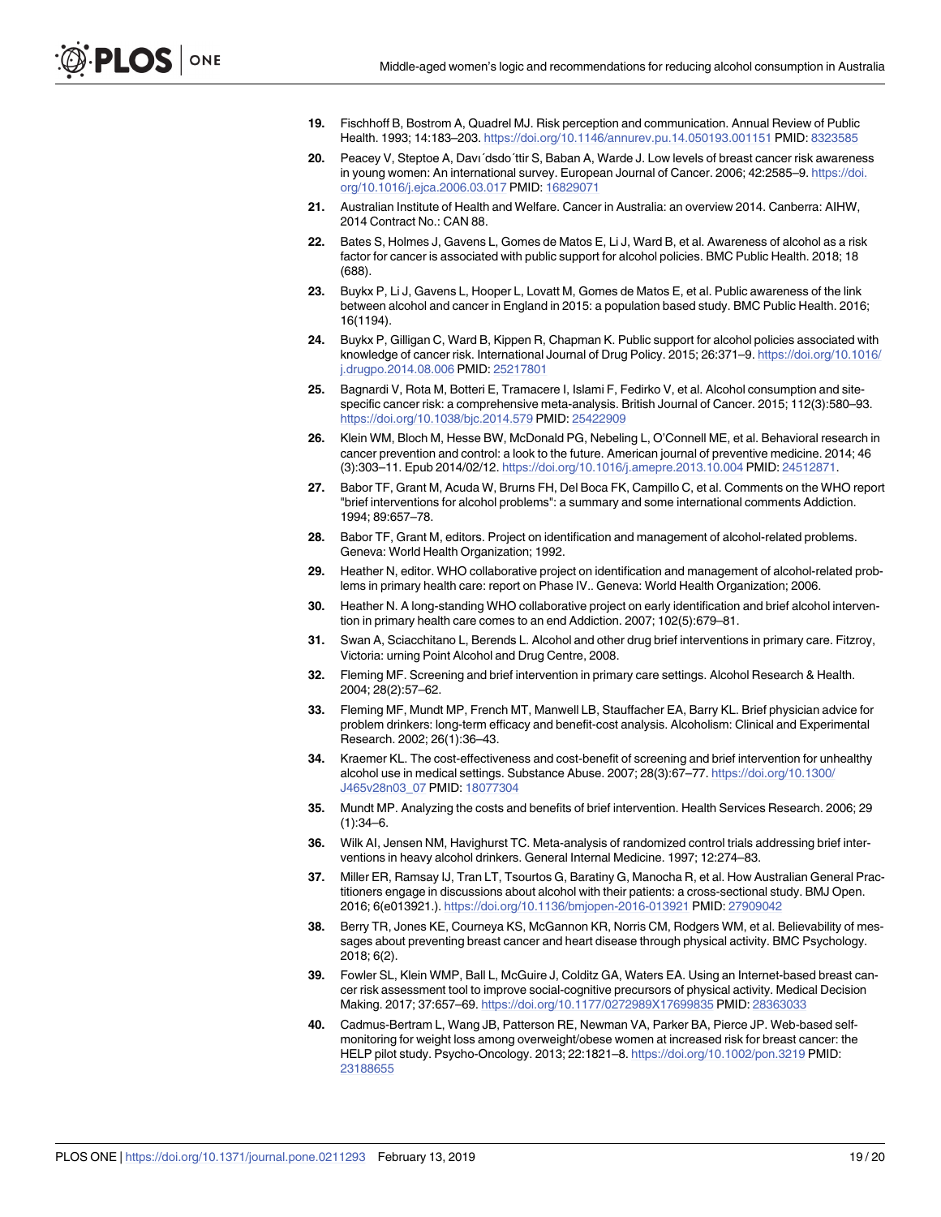19. Fischhoff B, Bostrom A, Quadrel MJ. Risk perception and communication. Annual Review of Public Health. 1993; 14:183–203. https://doi.org/10.1146/annurev.pu.14.050193.001151 PMID: 8323585
20. Peacey V, Steptoe A, Davı´dsdo´ttir S, Baban A, Warde J. Low levels of breast cancer risk awareness in young women: An international survey. European Journal of Cancer. 2006; 42:2585–9. https://doi.org/10.1016/j.ejca.2006.03.017 PMID: 16829071
21. Australian Institute of Health and Welfare. Cancer in Australia: an overview 2014. Canberra: AIHW, 2014 Contract No.: CAN 88.
22. Bates S, Holmes J, Gavens L, Gomes de Matos E, Li J, Ward B, et al. Awareness of alcohol as a risk factor for cancer is associated with public support for alcohol policies. BMC Public Health. 2018; 18 (688).
23. Buykx P, Li J, Gavens L, Hooper L, Lovatt M, Gomes de Matos E, et al. Public awareness of the link between alcohol and cancer in England in 2015: a population based study. BMC Public Health. 2016; 16(1194).
24. Buykx P, Gilligan C, Ward B, Kippen R, Chapman K. Public support for alcohol policies associated with knowledge of cancer risk. International Journal of Drug Policy. 2015; 26:371–9. https://doi.org/10.1016/j.drugpo.2014.08.006 PMID: 25217801
25. Bagnardi V, Rota M, Botteri E, Tramacere I, Islami F, Fedirko V, et al. Alcohol consumption and site-specific cancer risk: a comprehensive meta-analysis. British Journal of Cancer. 2015; 112(3):580–93. https://doi.org/10.1038/bjc.2014.579 PMID: 25422909
26. Klein WM, Bloch M, Hesse BW, McDonald PG, Nebeling L, O'Connell ME, et al. Behavioral research in cancer prevention and control: a look to the future. American journal of preventive medicine. 2014; 46 (3):303–11. Epub 2014/02/12. https://doi.org/10.1016/j.amepre.2013.10.004 PMID: 24512871.
27. Babor TF, Grant M, Acuda W, Brurns FH, Del Boca FK, Campillo C, et al. Comments on the WHO report "brief interventions for alcohol problems": a summary and some international comments Addiction. 1994; 89:657–78.
28. Babor TF, Grant M, editors. Project on identification and management of alcohol-related problems. Geneva: World Health Organization; 1992.
29. Heather N, editor. WHO collaborative project on identification and management of alcohol-related problems in primary health care: report on Phase IV.. Geneva: World Health Organization; 2006.
30. Heather N. A long-standing WHO collaborative project on early identification and brief alcohol intervention in primary health care comes to an end Addiction. 2007; 102(5):679–81.
31. Swan A, Sciacchitano L, Berends L. Alcohol and other drug brief interventions in primary care. Fitzroy, Victoria: urning Point Alcohol and Drug Centre, 2008.
32. Fleming MF. Screening and brief intervention in primary care settings. Alcohol Research & Health. 2004; 28(2):57–62.
33. Fleming MF, Mundt MP, French MT, Manwell LB, Stauffacher EA, Barry KL. Brief physician advice for problem drinkers: long-term efficacy and benefit-cost analysis. Alcoholism: Clinical and Experimental Research. 2002; 26(1):36–43.
34. Kraemer KL. The cost-effectiveness and cost-benefit of screening and brief intervention for unhealthy alcohol use in medical settings. Substance Abuse. 2007; 28(3):67–77. https://doi.org/10.1300/J465v28n03_07 PMID: 18077304
35. Mundt MP. Analyzing the costs and benefits of brief intervention. Health Services Research. 2006; 29 (1):34–6.
36. Wilk AI, Jensen NM, Havighurst TC. Meta-analysis of randomized control trials addressing brief interventions in heavy alcohol drinkers. General Internal Medicine. 1997; 12:274–83.
37. Miller ER, Ramsay IJ, Tran LT, Tsourtos G, Baratiny G, Manocha R, et al. How Australian General Practitioners engage in discussions about alcohol with their patients: a cross-sectional study. BMJ Open. 2016; 6(e013921.). https://doi.org/10.1136/bmjopen-2016-013921 PMID: 27909042
38. Berry TR, Jones KE, Courneya KS, McGannon KR, Norris CM, Rodgers WM, et al. Believability of messages about preventing breast cancer and heart disease through physical activity. BMC Psychology. 2018; 6(2).
39. Fowler SL, Klein WMP, Ball L, McGuire J, Colditz GA, Waters EA. Using an Internet-based breast cancer risk assessment tool to improve social-cognitive precursors of physical activity. Medical Decision Making. 2017; 37:657–69. https://doi.org/10.1177/0272989X17699835 PMID: 28363033
40. Cadmus-Bertram L, Wang JB, Patterson RE, Newman VA, Parker BA, Pierce JP. Web-based self-monitoring for weight loss among overweight/obese women at increased risk for breast cancer: the HELP pilot study. Psycho-Oncology. 2013; 22:1821–8. https://doi.org/10.1002/pon.3219 PMID: 23188655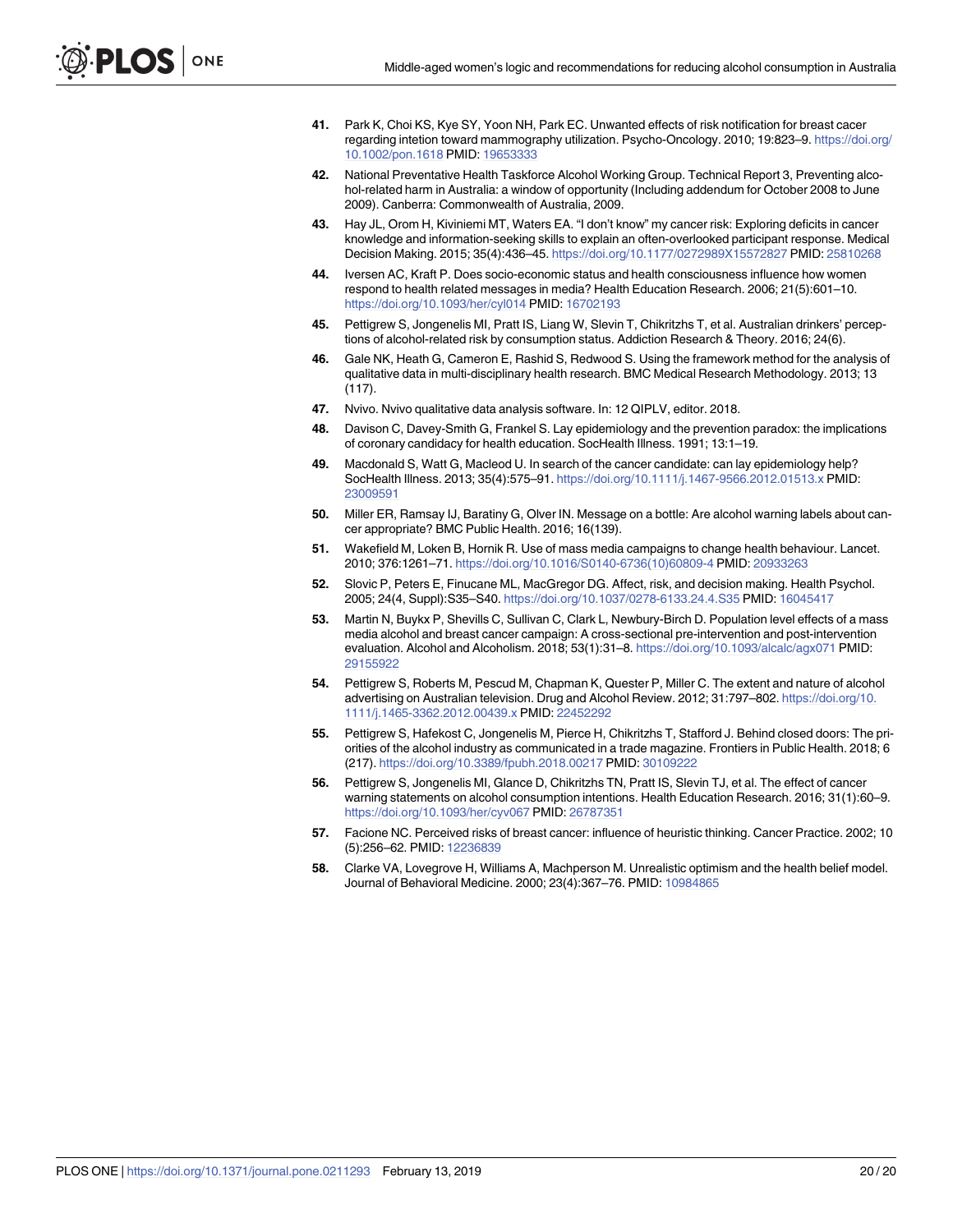41. Park K, Choi KS, Kye SY, Yoon NH, Park EC. Unwanted effects of risk notification for breast cacer regarding intetion toward mammography utilization. Psycho-Oncology. 2010; 19:823–9. https://doi.org/10.1002/pon.1618 PMID: 19653333
42. National Preventative Health Taskforce Alcohol Working Group. Technical Report 3, Preventing alcohol-related harm in Australia: a window of opportunity (Including addendum for October 2008 to June 2009). Canberra: Commonwealth of Australia, 2009.
43. Hay JL, Orom H, Kiviniemi MT, Waters EA. "I don't know" my cancer risk: Exploring deficits in cancer knowledge and information-seeking skills to explain an often-overlooked participant response. Medical Decision Making. 2015; 35(4):436–45. https://doi.org/10.1177/0272989X15572827 PMID: 25810268
44. Iversen AC, Kraft P. Does socio-economic status and health consciousness influence how women respond to health related messages in media? Health Education Research. 2006; 21(5):601–10. https://doi.org/10.1093/her/cyl014 PMID: 16702193
45. Pettigrew S, Jongenelis MI, Pratt IS, Liang W, Slevin T, Chikritzhs T, et al. Australian drinkers' perceptions of alcohol-related risk by consumption status. Addiction Research & Theory. 2016; 24(6).
46. Gale NK, Heath G, Cameron E, Rashid S, Redwood S. Using the framework method for the analysis of qualitative data in multi-disciplinary health research. BMC Medical Research Methodology. 2013; 13 (117).
47. Nvivo. Nvivo qualitative data analysis software. In: 12 QIPLV, editor. 2018.
48. Davison C, Davey-Smith G, Frankel S. Lay epidemiology and the prevention paradox: the implications of coronary candidacy for health education. SocHealth Illness. 1991; 13:1–19.
49. Macdonald S, Watt G, Macleod U. In search of the cancer candidate: can lay epidemiology help? SocHealth Illness. 2013; 35(4):575–91. https://doi.org/10.1111/j.1467-9566.2012.01513.x PMID: 23009591
50. Miller ER, Ramsay IJ, Baratiny G, Olver IN. Message on a bottle: Are alcohol warning labels about cancer appropriate? BMC Public Health. 2016; 16(139).
51. Wakefield M, Loken B, Hornik R. Use of mass media campaigns to change health behaviour. Lancet. 2010; 376:1261–71. https://doi.org/10.1016/S0140-6736(10)60809-4 PMID: 20933263
52. Slovic P, Peters E, Finucane ML, MacGregor DG. Affect, risk, and decision making. Health Psychol. 2005; 24(4, Suppl):S35–S40. https://doi.org/10.1037/0278-6133.24.4.S35 PMID: 16045417
53. Martin N, Buykx P, Shevills C, Sullivan C, Clark L, Newbury-Birch D. Population level effects of a mass media alcohol and breast cancer campaign: A cross-sectional pre-intervention and post-intervention evaluation. Alcohol and Alcoholism. 2018; 53(1):31–8. https://doi.org/10.1093/alcalc/agx071 PMID: 29155922
54. Pettigrew S, Roberts M, Pescud M, Chapman K, Quester P, Miller C. The extent and nature of alcohol advertising on Australian television. Drug and Alcohol Review. 2012; 31:797–802. https://doi.org/10.1111/j.1465-3362.2012.00439.x PMID: 22452292
55. Pettigrew S, Hafekost C, Jongenelis M, Pierce H, Chikritzhs T, Stafford J. Behind closed doors: The priorities of the alcohol industry as communicated in a trade magazine. Frontiers in Public Health. 2018; 6 (217). https://doi.org/10.3389/fpubh.2018.00217 PMID: 30109222
56. Pettigrew S, Jongenelis MI, Glance D, Chikritzhs TN, Pratt IS, Slevin TJ, et al. The effect of cancer warning statements on alcohol consumption intentions. Health Education Research. 2016; 31(1):60–9. https://doi.org/10.1093/her/cyv067 PMID: 26787351
57. Facione NC. Perceived risks of breast cancer: influence of heuristic thinking. Cancer Practice. 2002; 10 (5):256–62. PMID: 12236839
58. Clarke VA, Lovegrove H, Williams A, Machperson M. Unrealistic optimism and the health belief model. Journal of Behavioral Medicine. 2000; 23(4):367–76. PMID: 10984865